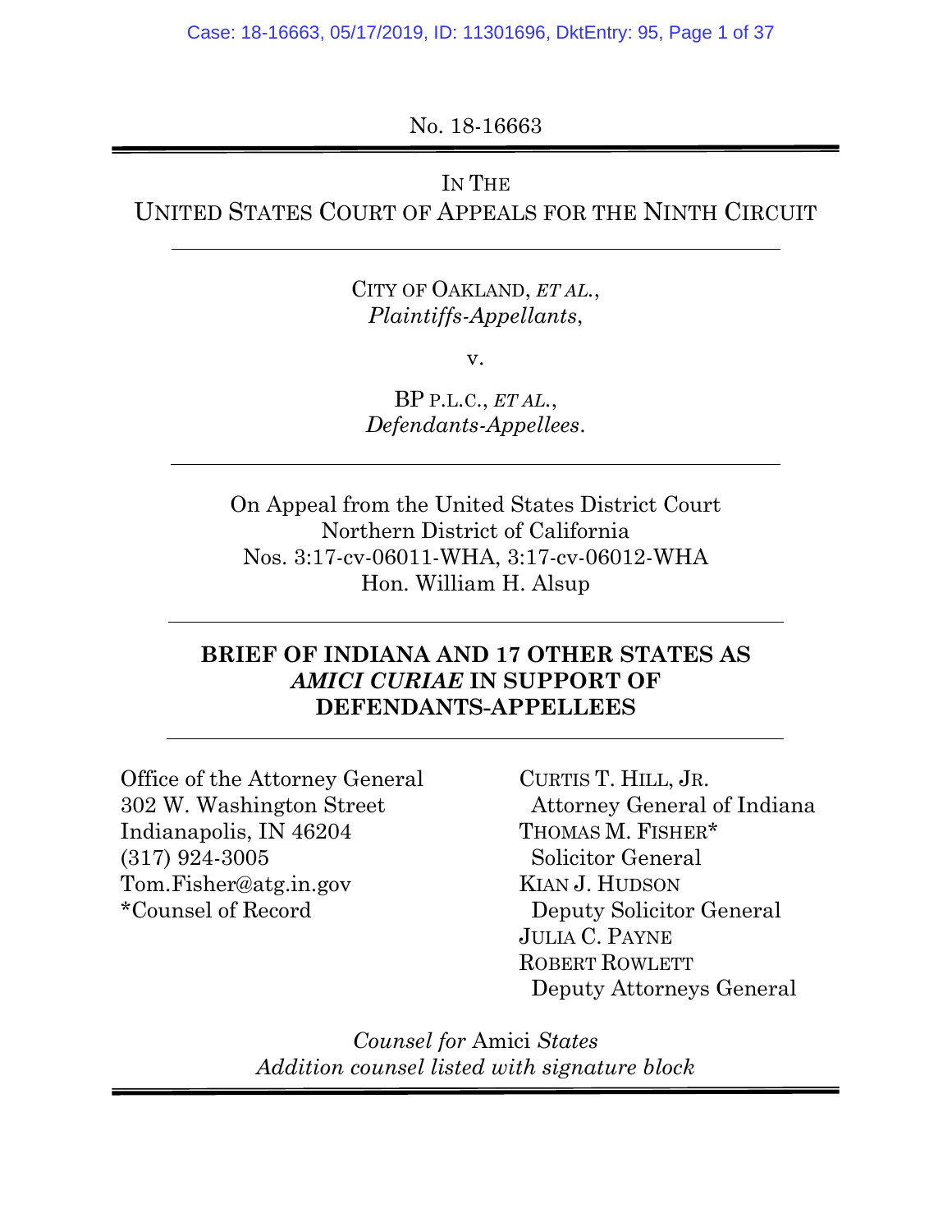No. 18-16663

IN THE
UNITED STATES COURT OF APPEALS FOR THE NINTH CIRCUIT

CITY OF OAKLAND, *ET AL.*,
*Plaintiffs-Appellants*,

v.

BP P.L.C., *ET AL.*,
*Defendants-Appellees*.

On Appeal from the United States District Court
Northern District of California
Nos. 3:17-cv-06011-WHA, 3:17-cv-06012-WHA
Hon. William H. Alsup

**BRIEF OF INDIANA AND 17 OTHER STATES AS *AMICI CURIAE* IN SUPPORT OF DEFENDANTS-APPELLEES**

Office of the Attorney General
302 W. Washington Street
Indianapolis, IN 46204
(317) 924-3005
Tom.Fisher@atg.in.gov
*Counsel of Record

CURTIS T. HILL, JR.
Attorney General of Indiana
THOMAS M. FISHER*
Solicitor General
KIAN J. HUDSON
Deputy Solicitor General
JULIA C. PAYNE
ROBERT ROWLETT
Deputy Attorneys General

*Counsel for* Amici *States*
*Addition counsel listed with signature block*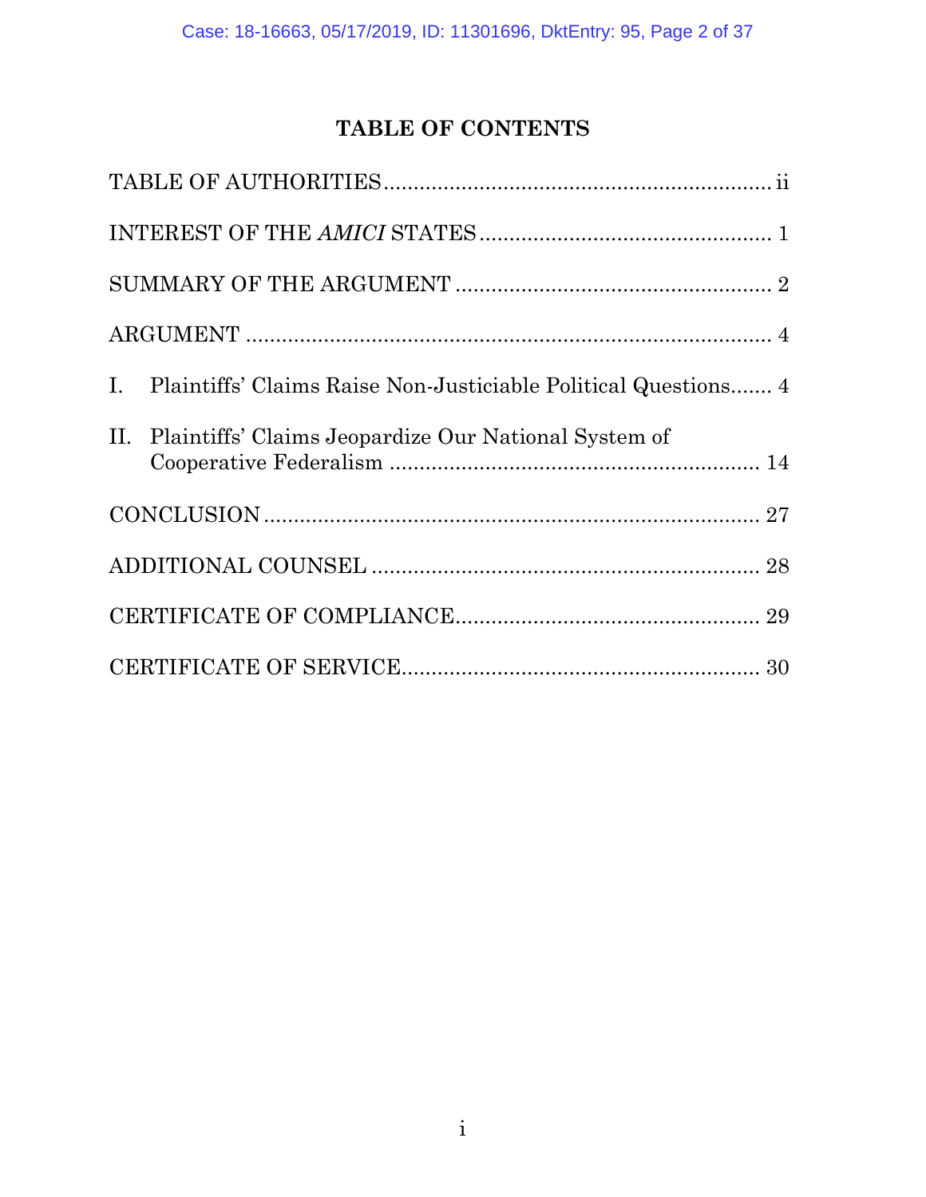# TABLE OF CONTENTS

TABLE OF AUTHORITIES ................................................................ ii

INTEREST OF THE *AMICI* STATES ................................................ 1

SUMMARY OF THE ARGUMENT .................................................... 2

ARGUMENT ....................................................................................... 4

I. Plaintiffs' Claims Raise Non-Justiciable Political Questions....... 4

II. Plaintiffs' Claims Jeopardize Our National System of Cooperative Federalism ............................................................ 14

CONCLUSION .................................................................................. 27

ADDITIONAL COUNSEL ................................................................ 28

CERTIFICATE OF COMPLIANCE .................................................. 29

CERTIFICATE OF SERVICE ........................................................... 30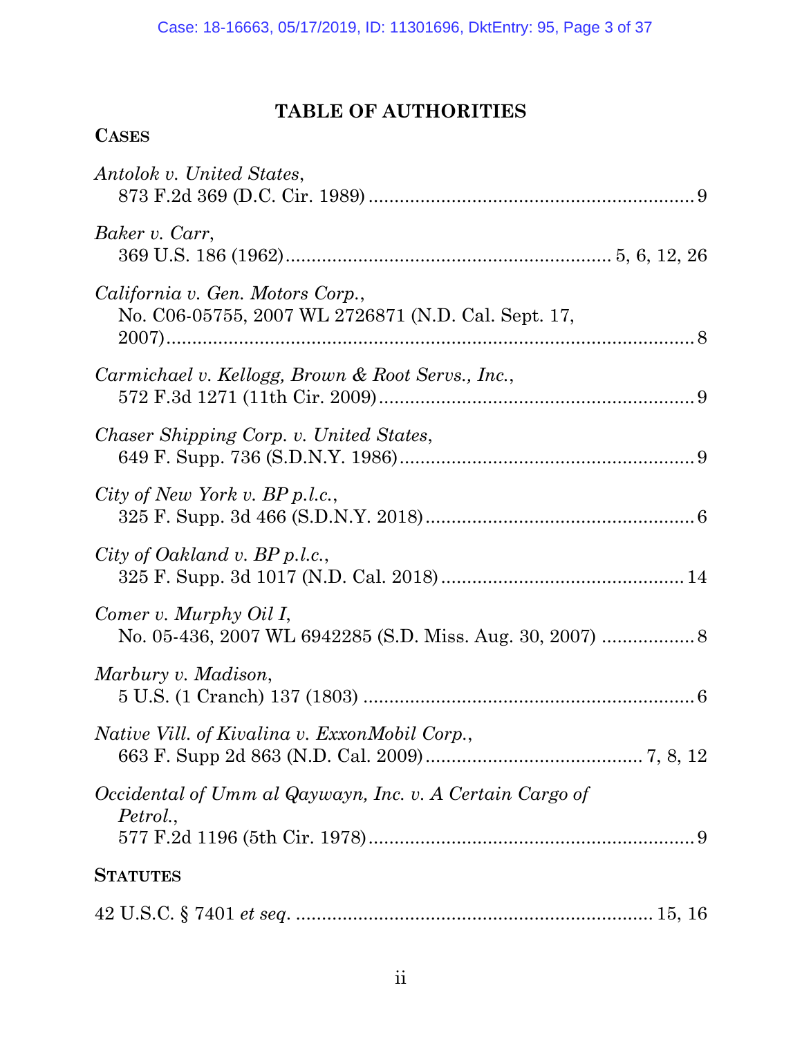# TABLE OF AUTHORITIES

## CASES

*Antolok v. United States*,
873 F.2d 369 (D.C. Cir. 1989) .............................................................. 9

*Baker v. Carr*,
369 U.S. 186 (1962) .............................................................. 5, 6, 12, 26

*California v. Gen. Motors Corp.*,
No. C06-05755, 2007 WL 2726871 (N.D. Cal. Sept. 17, 2007) .............................................................. 8

*Carmichael v. Kellogg, Brown & Root Servs., Inc.*,
572 F.3d 1271 (11th Cir. 2009) .............................................................. 9

*Chaser Shipping Corp. v. United States*,
649 F. Supp. 736 (S.D.N.Y. 1986) .............................................................. 9

*City of New York v. BP p.l.c.*,
325 F. Supp. 3d 466 (S.D.N.Y. 2018) .............................................................. 6

*City of Oakland v. BP p.l.c.*,
325 F. Supp. 3d 1017 (N.D. Cal. 2018) .............................................................. 14

*Comer v. Murphy Oil I*,
No. 05-436, 2007 WL 6942285 (S.D. Miss. Aug. 30, 2007) .............................................................. 8

*Marbury v. Madison*,
5 U.S. (1 Cranch) 137 (1803) .............................................................. 6

*Native Vill. of Kivalina v. ExxonMobil Corp.*,
663 F. Supp 2d 863 (N.D. Cal. 2009) .............................................................. 7, 8, 12

*Occidental of Umm al Qaywayn, Inc. v. A Certain Cargo of Petrol.*,
577 F.2d 1196 (5th Cir. 1978) .............................................................. 9

## STATUTES

42 U.S.C. § 7401 *et seq*. .............................................................. 15, 16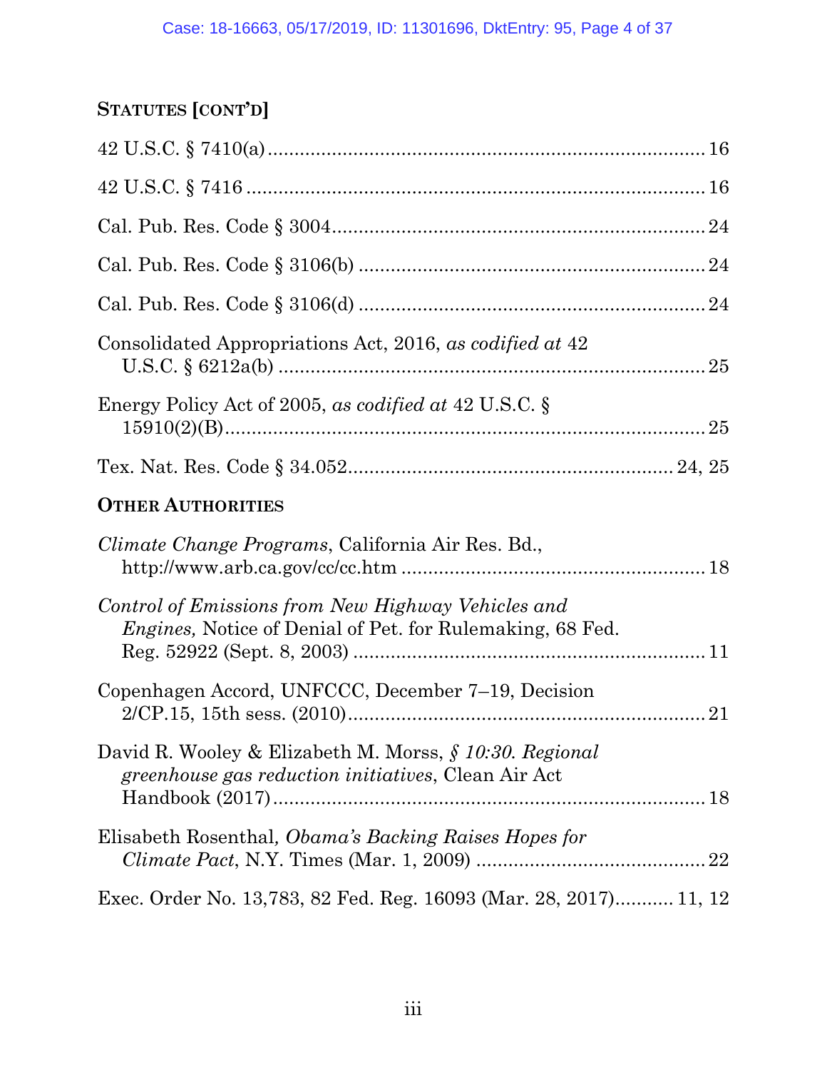## STATUTES [CONT'D]

42 U.S.C. § 7410(a) .................................................................................. 16

42 U.S.C. § 7416 ....................................................................................... 16

Cal. Pub. Res. Code § 3004 ....................................................................... 24

Cal. Pub. Res. Code § 3106(b) .................................................................. 24

Cal. Pub. Res. Code § 3106(d) .................................................................. 24

Consolidated Appropriations Act, 2016, *as codified at* 42 U.S.C. § 6212a(b) ............................................................................... 25

Energy Policy Act of 2005, *as codified at* 42 U.S.C. § 15910(2)(B) ......................................................................................... 25

Tex. Nat. Res. Code § 34.052 .............................................................. 24, 25

## OTHER AUTHORITIES

*Climate Change Programs*, California Air Res. Bd., http://www.arb.ca.gov/cc/cc.htm ........................................................ 18

*Control of Emissions from New Highway Vehicles and Engines,* Notice of Denial of Pet. for Rulemaking, 68 Fed. Reg. 52922 (Sept. 8, 2003) ................................................................. 11

Copenhagen Accord, UNFCCC, December 7–19, Decision 2/CP.15, 15th sess. (2010) ................................................................... 21

David R. Wooley & Elizabeth M. Morss, *§ 10:30. Regional greenhouse gas reduction initiatives*, Clean Air Act Handbook (2017) ................................................................................ 18

Elisabeth Rosenthal*, Obama's Backing Raises Hopes for Climate Pact*, N.Y. Times (Mar. 1, 2009) ........................................... 22

Exec. Order No. 13,783, 82 Fed. Reg. 16093 (Mar. 28, 2017)........... 11, 12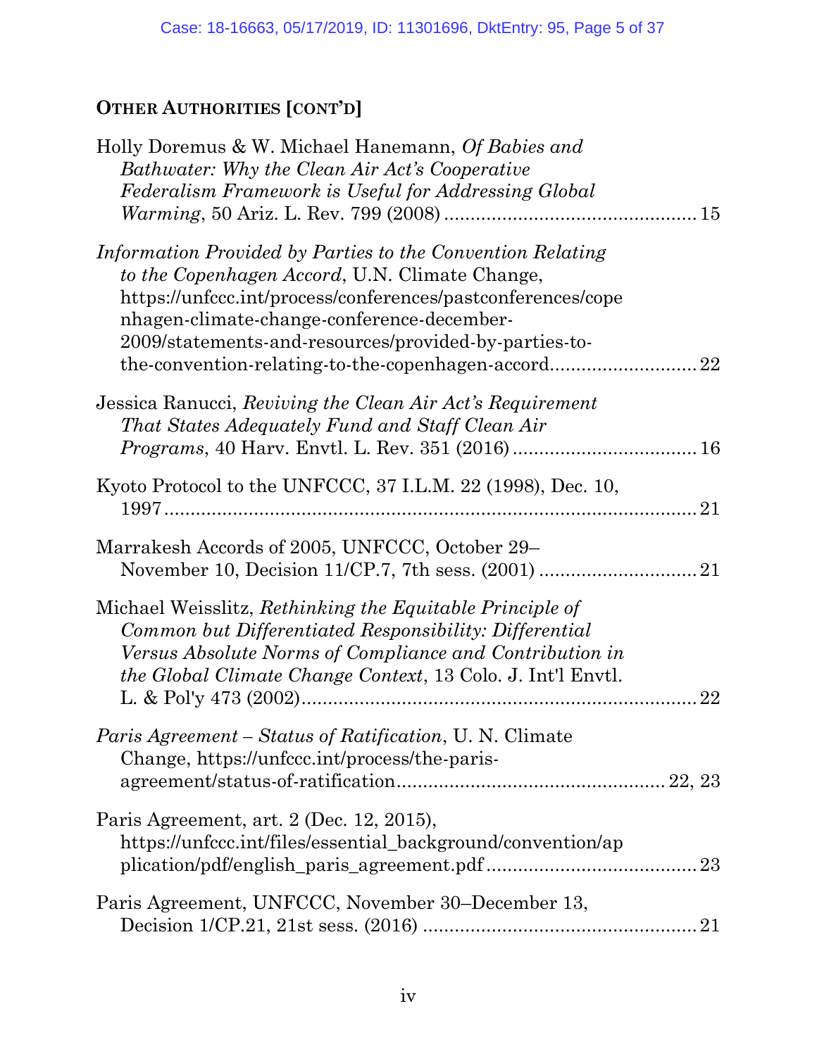## OTHER AUTHORITIES [CONT'D]

Holly Doremus & W. Michael Hanemann, *Of Babies and Bathwater: Why the Clean Air Act's Cooperative Federalism Framework is Useful for Addressing Global Warming*, 50 Ariz. L. Rev. 799 (2008) ............................................. 15

*Information Provided by Parties to the Convention Relating to the Copenhagen Accord*, U.N. Climate Change, https://unfccc.int/process/conferences/pastconferences/copenhagen-climate-change-conference-december-2009/statements-and-resources/provided-by-parties-to-the-convention-relating-to-the-copenhagen-accord........................... 22

Jessica Ranucci, *Reviving the Clean Air Act's Requirement That States Adequately Fund and Staff Clean Air Programs*, 40 Harv. Envtl. L. Rev. 351 (2016) .................................. 16

Kyoto Protocol to the UNFCCC, 37 I.L.M. 22 (1998), Dec. 10, 1997 ........................................................................................ 21

Marrakesh Accords of 2005, UNFCCC, October 29–November 10, Decision 11/CP.7, 7th sess. (2001) .............................. 21

Michael Weisslitz, *Rethinking the Equitable Principle of Common but Differentiated Responsibility: Differential Versus Absolute Norms of Compliance and Contribution in the Global Climate Change Context*, 13 Colo. J. Int'l Envtl. L. & Pol'y 473 (2002)......................................................................... 22

*Paris Agreement – Status of Ratification*, U. N. Climate Change, https://unfccc.int/process/the-paris-agreement/status-of-ratification................................................. 22, 23

Paris Agreement, art. 2 (Dec. 12, 2015), https://unfccc.int/files/essential_background/convention/application/pdf/english_paris_agreement.pdf ....................................... 23

Paris Agreement, UNFCCC, November 30–December 13, Decision 1/CP.21, 21st sess. (2016) ................................................... 21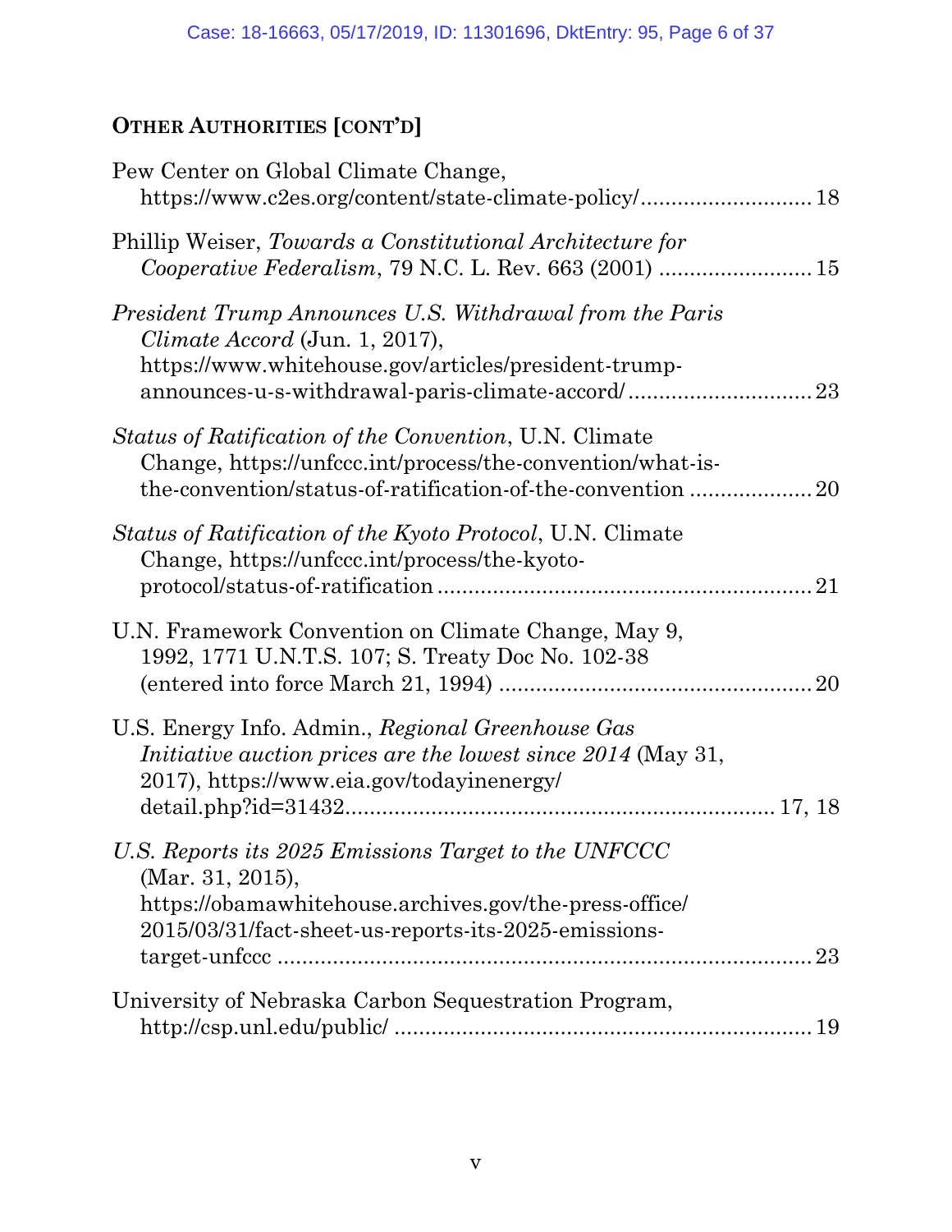**OTHER AUTHORITIES [CONT'D]**

Pew Center on Global Climate Change, https://www.c2es.org/content/state-climate-policy/ ............................ 18

Phillip Weiser, *Towards a Constitutional Architecture for Cooperative Federalism*, 79 N.C. L. Rev. 663 (2001) ......................... 15

*President Trump Announces U.S. Withdrawal from the Paris Climate Accord* (Jun. 1, 2017), https://www.whitehouse.gov/articles/president-trump-announces-u-s-withdrawal-paris-climate-accord/ .............................. 23

*Status of Ratification of the Convention*, U.N. Climate Change, https://unfccc.int/process/the-convention/what-is-the-convention/status-of-ratification-of-the-convention .................... 20

*Status of Ratification of the Kyoto Protocol*, U.N. Climate Change, https://unfccc.int/process/the-kyoto-protocol/status-of-ratification ............................................................ 21

U.N. Framework Convention on Climate Change, May 9, 1992, 1771 U.N.T.S. 107; S. Treaty Doc No. 102-38 (entered into force March 21, 1994) ................................................... 20

U.S. Energy Info. Admin., *Regional Greenhouse Gas Initiative auction prices are the lowest since 2014* (May 31, 2017), https://www.eia.gov/todayinenergy/detail.php?id=31432.................................................................... 17, 18

*U.S. Reports its 2025 Emissions Target to the UNFCCC* (Mar. 31, 2015), https://obamawhitehouse.archives.gov/the-press-office/2015/03/31/fact-sheet-us-reports-its-2025-emissions-target-unfccc ...................................................................................... 23

University of Nebraska Carbon Sequestration Program, http://csp.unl.edu/public/ .................................................................... 19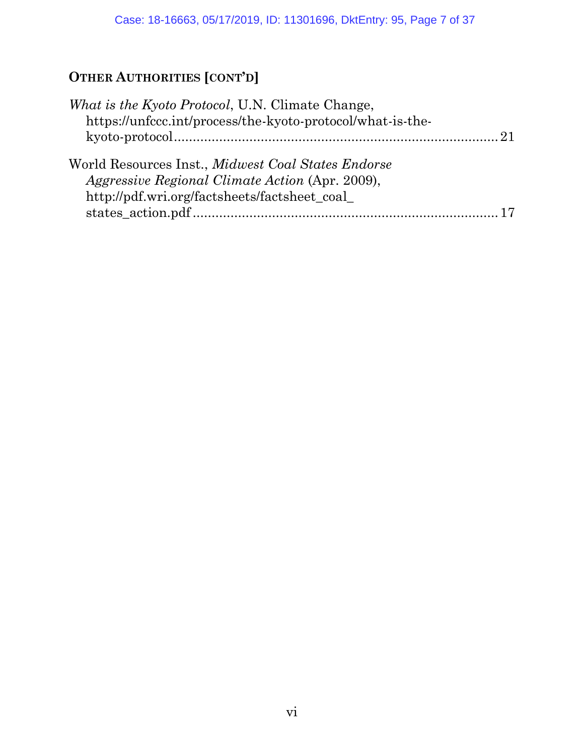## OTHER AUTHORITIES [CONT'D]

*What is the Kyoto Protocol*, U.N. Climate Change, https://unfccc.int/process/the-kyoto-protocol/what-is-the-kyoto-protocol ........................................................................ 21

World Resources Inst., *Midwest Coal States Endorse Aggressive Regional Climate Action* (Apr. 2009), http://pdf.wri.org/factsheets/factsheet_coal_states_action.pdf ................................................................... 17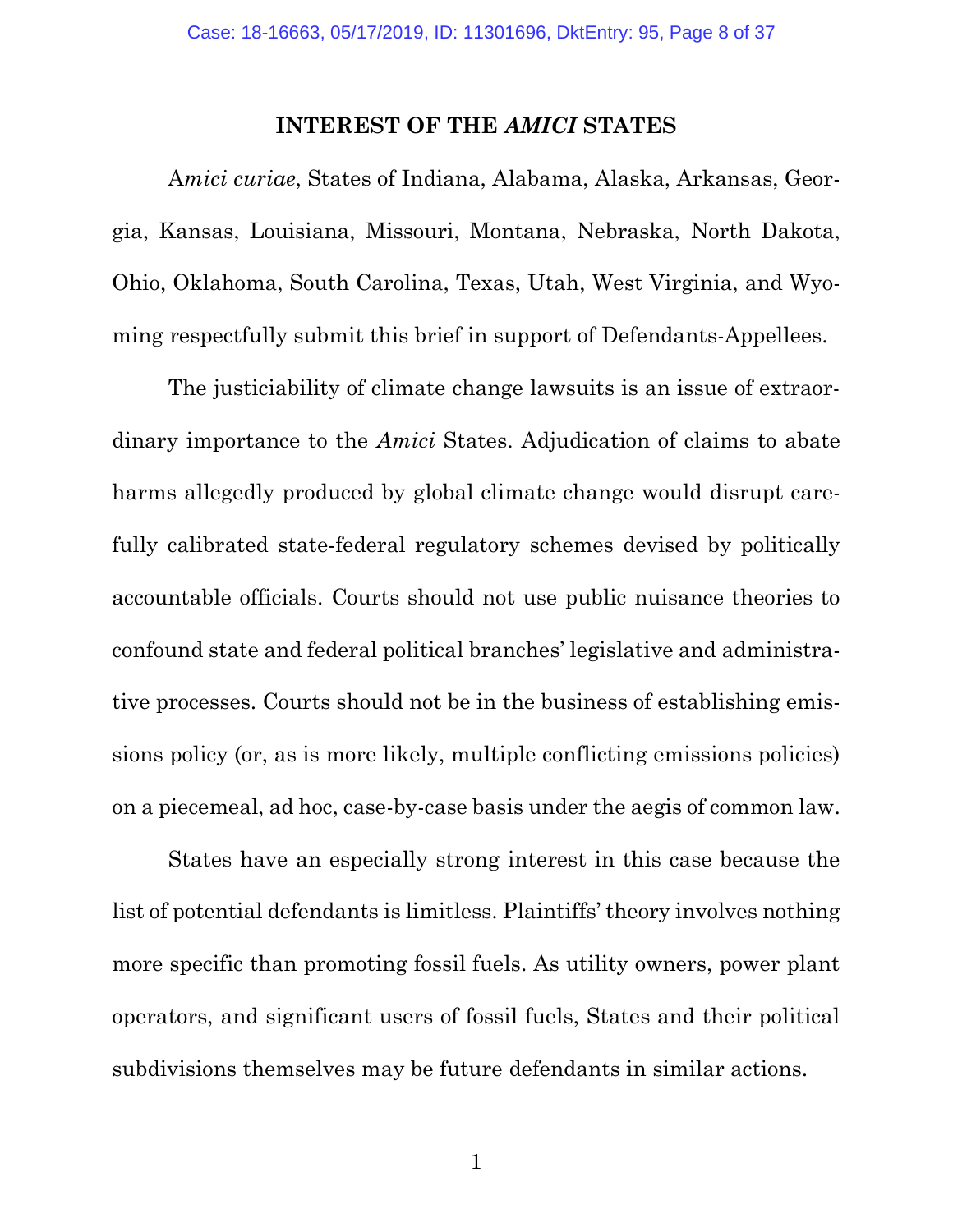## INTEREST OF THE *AMICI* STATES

A*mici curiae*, States of Indiana, Alabama, Alaska, Arkansas, Georgia, Kansas, Louisiana, Missouri, Montana, Nebraska, North Dakota, Ohio, Oklahoma, South Carolina, Texas, Utah, West Virginia, and Wyoming respectfully submit this brief in support of Defendants-Appellees.

The justiciability of climate change lawsuits is an issue of extraordinary importance to the *Amici* States. Adjudication of claims to abate harms allegedly produced by global climate change would disrupt carefully calibrated state-federal regulatory schemes devised by politically accountable officials. Courts should not use public nuisance theories to confound state and federal political branches' legislative and administrative processes. Courts should not be in the business of establishing emissions policy (or, as is more likely, multiple conflicting emissions policies) on a piecemeal, ad hoc, case-by-case basis under the aegis of common law.

States have an especially strong interest in this case because the list of potential defendants is limitless. Plaintiffs' theory involves nothing more specific than promoting fossil fuels. As utility owners, power plant operators, and significant users of fossil fuels, States and their political subdivisions themselves may be future defendants in similar actions.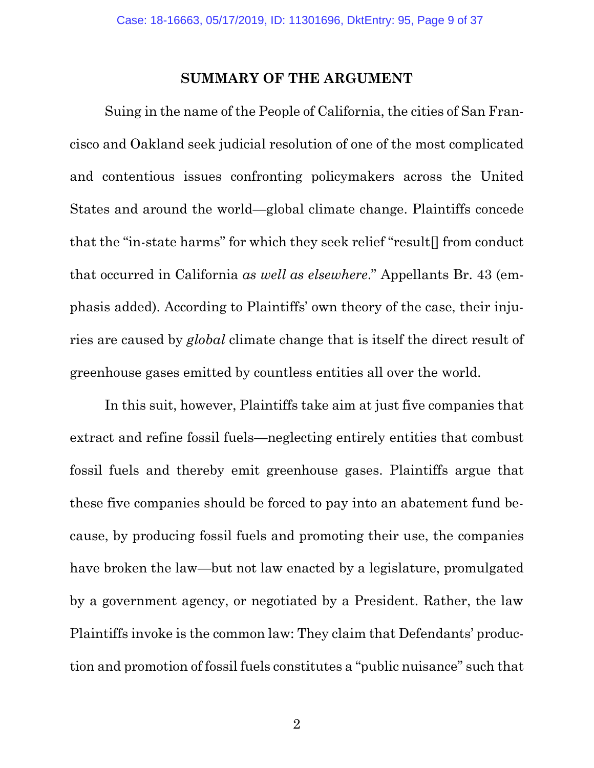## SUMMARY OF THE ARGUMENT

Suing in the name of the People of California, the cities of San Francisco and Oakland seek judicial resolution of one of the most complicated and contentious issues confronting policymakers across the United States and around the world—global climate change. Plaintiffs concede that the "in-state harms" for which they seek relief "result[] from conduct that occurred in California *as well as elsewhere*." Appellants Br. 43 (emphasis added). According to Plaintiffs' own theory of the case, their injuries are caused by *global* climate change that is itself the direct result of greenhouse gases emitted by countless entities all over the world.

In this suit, however, Plaintiffs take aim at just five companies that extract and refine fossil fuels—neglecting entirely entities that combust fossil fuels and thereby emit greenhouse gases. Plaintiffs argue that these five companies should be forced to pay into an abatement fund because, by producing fossil fuels and promoting their use, the companies have broken the law—but not law enacted by a legislature, promulgated by a government agency, or negotiated by a President. Rather, the law Plaintiffs invoke is the common law: They claim that Defendants' production and promotion of fossil fuels constitutes a "public nuisance" such that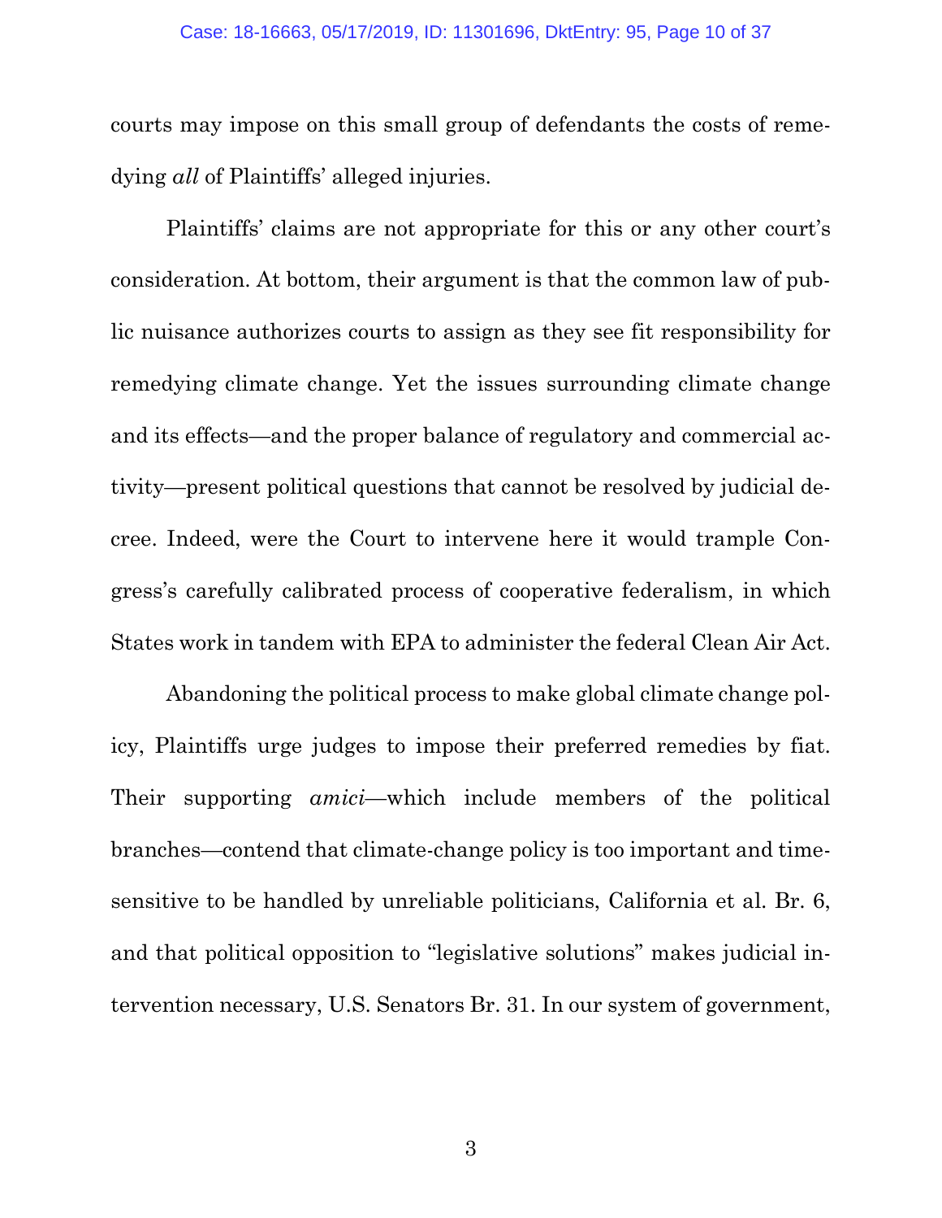courts may impose on this small group of defendants the costs of remedying *all* of Plaintiffs' alleged injuries.

Plaintiffs' claims are not appropriate for this or any other court's consideration. At bottom, their argument is that the common law of public nuisance authorizes courts to assign as they see fit responsibility for remedying climate change. Yet the issues surrounding climate change and its effects—and the proper balance of regulatory and commercial activity—present political questions that cannot be resolved by judicial decree. Indeed, were the Court to intervene here it would trample Congress's carefully calibrated process of cooperative federalism, in which States work in tandem with EPA to administer the federal Clean Air Act.

Abandoning the political process to make global climate change policy, Plaintiffs urge judges to impose their preferred remedies by fiat. Their supporting *amici*—which include members of the political branches—contend that climate-change policy is too important and time-sensitive to be handled by unreliable politicians, California et al. Br. 6, and that political opposition to "legislative solutions" makes judicial intervention necessary, U.S. Senators Br. 31. In our system of government,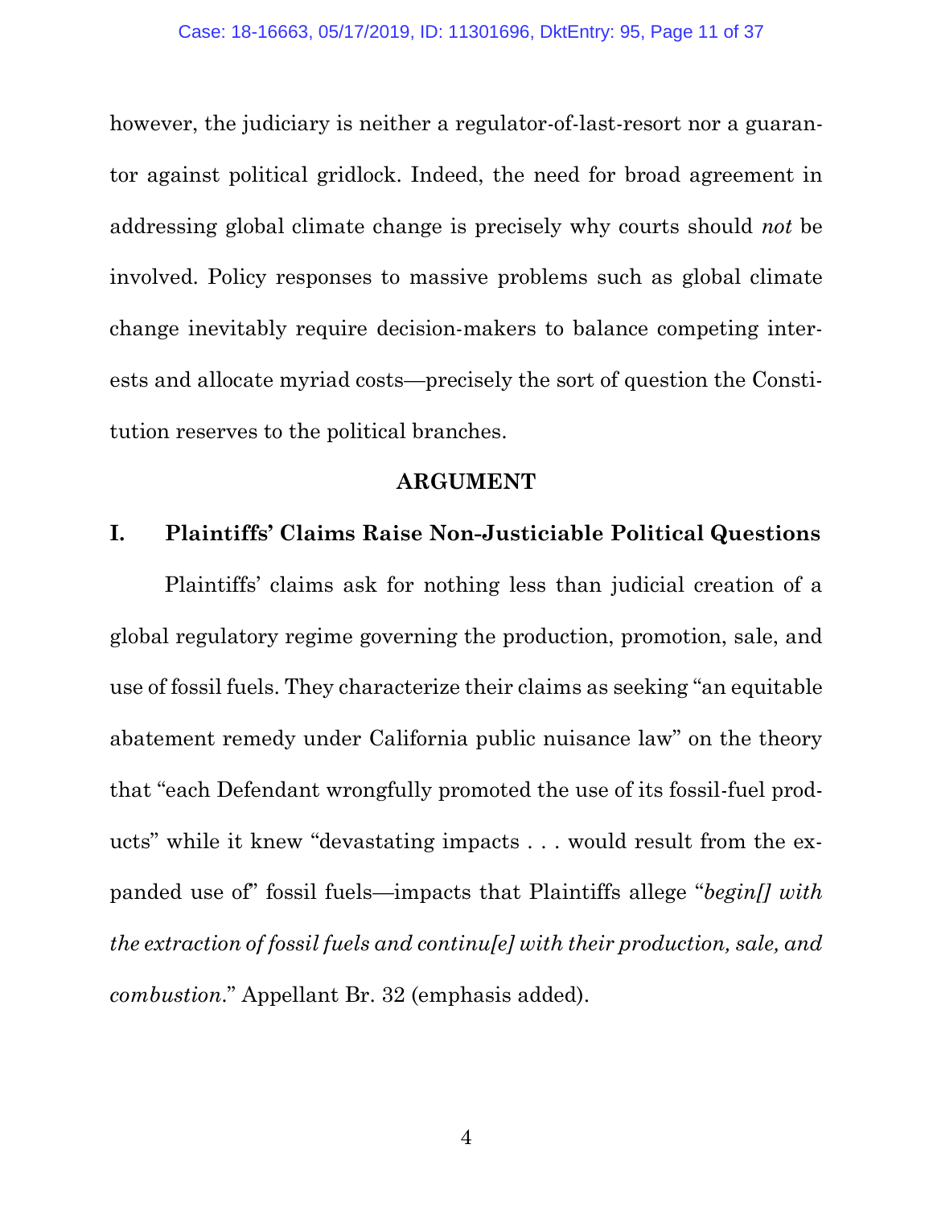however, the judiciary is neither a regulator-of-last-resort nor a guarantor against political gridlock. Indeed, the need for broad agreement in addressing global climate change is precisely why courts should *not* be involved. Policy responses to massive problems such as global climate change inevitably require decision-makers to balance competing interests and allocate myriad costs—precisely the sort of question the Constitution reserves to the political branches.

## ARGUMENT

### I. Plaintiffs' Claims Raise Non-Justiciable Political Questions

Plaintiffs' claims ask for nothing less than judicial creation of a global regulatory regime governing the production, promotion, sale, and use of fossil fuels. They characterize their claims as seeking "an equitable abatement remedy under California public nuisance law" on the theory that "each Defendant wrongfully promoted the use of its fossil-fuel products" while it knew "devastating impacts . . . would result from the expanded use of" fossil fuels—impacts that Plaintiffs allege "*begin[] with the extraction of fossil fuels and continu[e] with their production, sale, and combustion*." Appellant Br. 32 (emphasis added).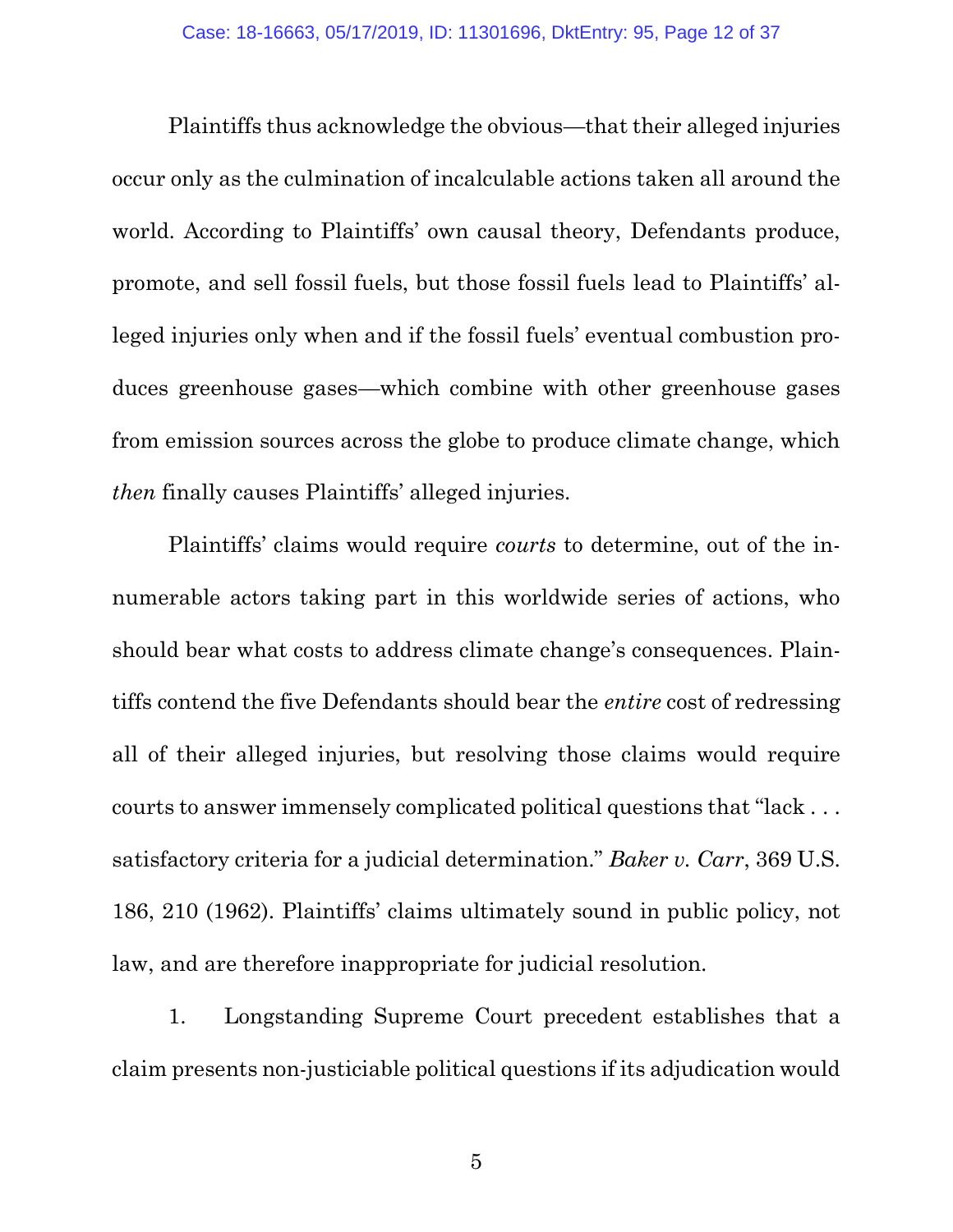Plaintiffs thus acknowledge the obvious—that their alleged injuries occur only as the culmination of incalculable actions taken all around the world. According to Plaintiffs' own causal theory, Defendants produce, promote, and sell fossil fuels, but those fossil fuels lead to Plaintiffs' alleged injuries only when and if the fossil fuels' eventual combustion produces greenhouse gases—which combine with other greenhouse gases from emission sources across the globe to produce climate change, which *then* finally causes Plaintiffs' alleged injuries.

Plaintiffs' claims would require *courts* to determine, out of the innumerable actors taking part in this worldwide series of actions, who should bear what costs to address climate change's consequences. Plaintiffs contend the five Defendants should bear the *entire* cost of redressing all of their alleged injuries, but resolving those claims would require courts to answer immensely complicated political questions that "lack . . . satisfactory criteria for a judicial determination." *Baker v. Carr*, 369 U.S. 186, 210 (1962). Plaintiffs' claims ultimately sound in public policy, not law, and are therefore inappropriate for judicial resolution.

1. Longstanding Supreme Court precedent establishes that a claim presents non-justiciable political questions if its adjudication would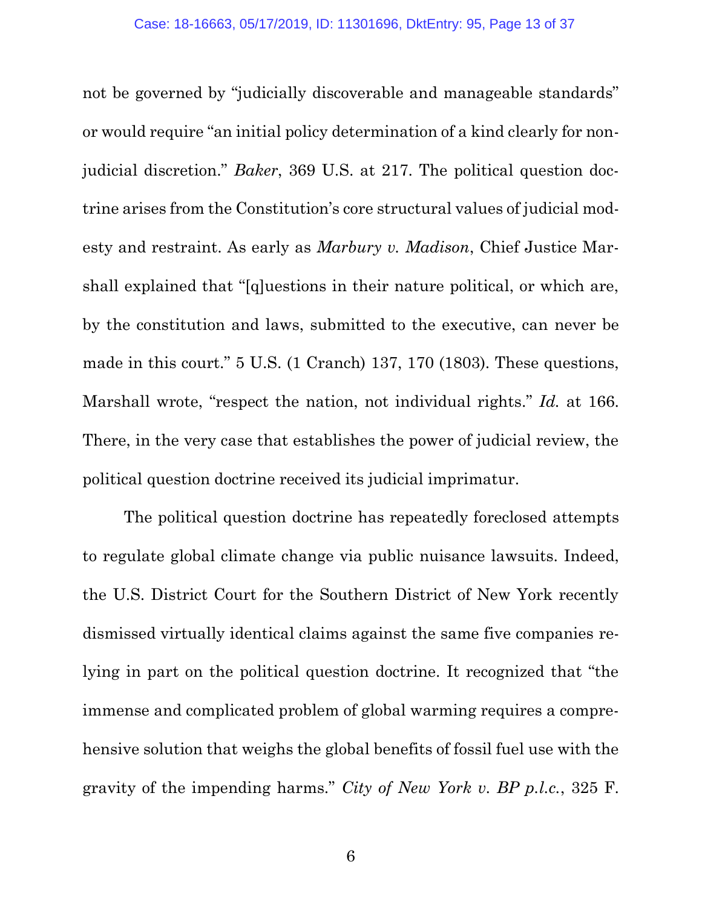not be governed by "judicially discoverable and manageable standards" or would require "an initial policy determination of a kind clearly for non-judicial discretion." *Baker*, 369 U.S. at 217. The political question doctrine arises from the Constitution's core structural values of judicial modesty and restraint. As early as *Marbury v. Madison*, Chief Justice Marshall explained that "[q]uestions in their nature political, or which are, by the constitution and laws, submitted to the executive, can never be made in this court." 5 U.S. (1 Cranch) 137, 170 (1803). These questions, Marshall wrote, "respect the nation, not individual rights." *Id.* at 166. There, in the very case that establishes the power of judicial review, the political question doctrine received its judicial imprimatur.

The political question doctrine has repeatedly foreclosed attempts to regulate global climate change via public nuisance lawsuits. Indeed, the U.S. District Court for the Southern District of New York recently dismissed virtually identical claims against the same five companies relying in part on the political question doctrine. It recognized that "the immense and complicated problem of global warming requires a comprehensive solution that weighs the global benefits of fossil fuel use with the gravity of the impending harms." *City of New York v. BP p.l.c.*, 325 F.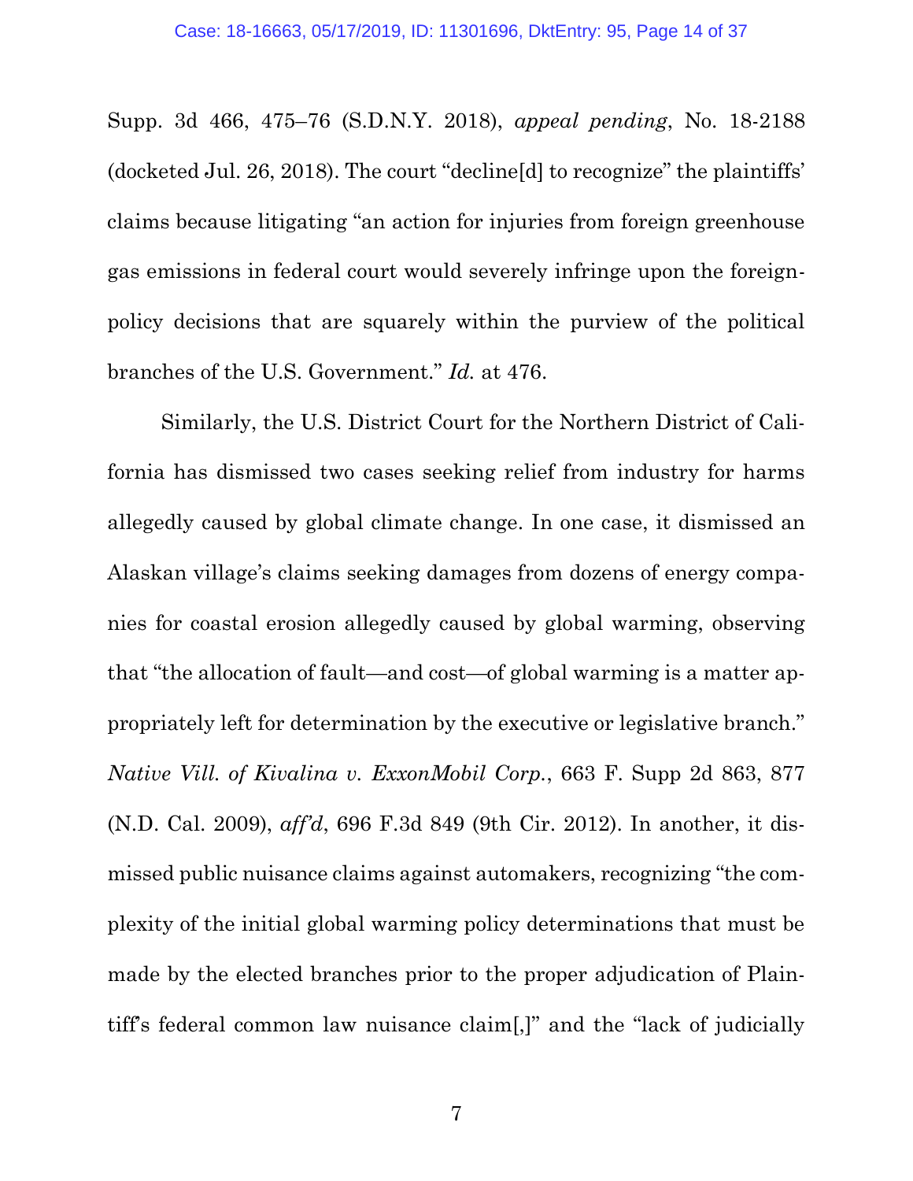Supp. 3d 466, 475–76 (S.D.N.Y. 2018), *appeal pending*, No. 18-2188 (docketed Jul. 26, 2018). The court "decline[d] to recognize" the plaintiffs' claims because litigating "an action for injuries from foreign greenhouse gas emissions in federal court would severely infringe upon the foreign-policy decisions that are squarely within the purview of the political branches of the U.S. Government." *Id.* at 476.

Similarly, the U.S. District Court for the Northern District of California has dismissed two cases seeking relief from industry for harms allegedly caused by global climate change. In one case, it dismissed an Alaskan village's claims seeking damages from dozens of energy companies for coastal erosion allegedly caused by global warming, observing that "the allocation of fault—and cost—of global warming is a matter appropriately left for determination by the executive or legislative branch." *Native Vill. of Kivalina v. ExxonMobil Corp.*, 663 F. Supp 2d 863, 877 (N.D. Cal. 2009), *aff'd*, 696 F.3d 849 (9th Cir. 2012). In another, it dismissed public nuisance claims against automakers, recognizing "the complexity of the initial global warming policy determinations that must be made by the elected branches prior to the proper adjudication of Plaintiff's federal common law nuisance claim[,]" and the "lack of judicially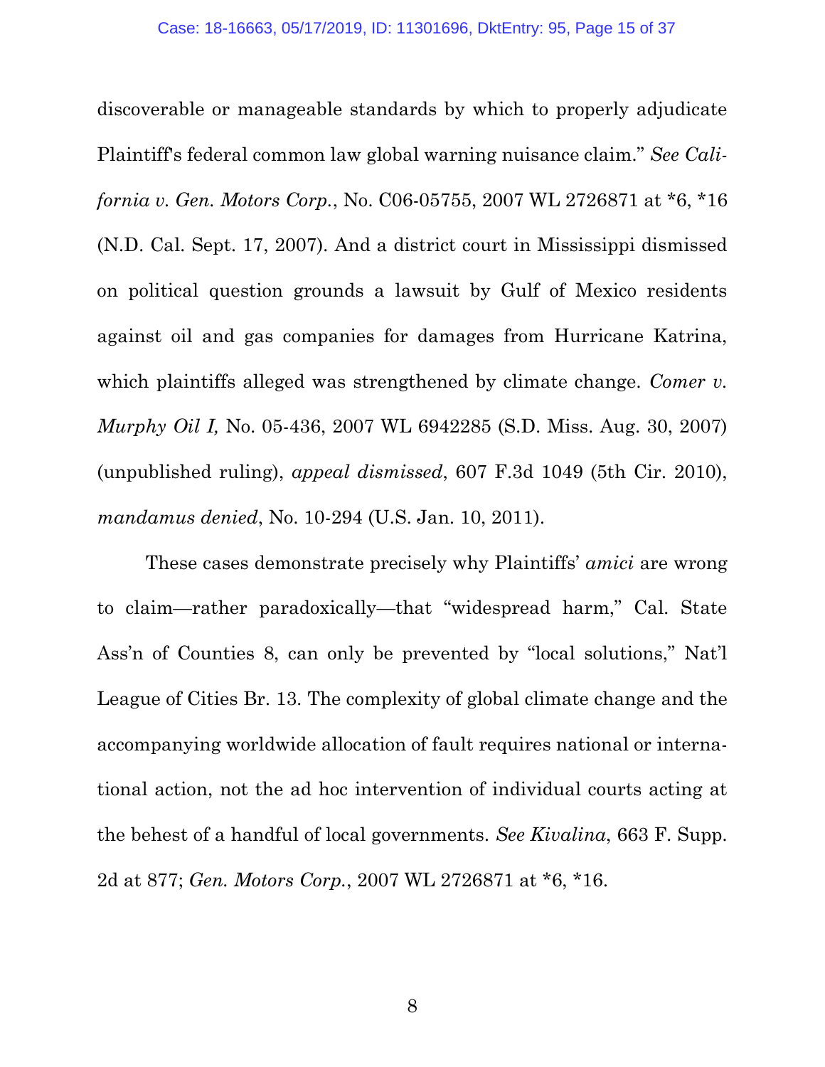discoverable or manageable standards by which to properly adjudicate Plaintiff's federal common law global warning nuisance claim." *See California v. Gen. Motors Corp.*, No. C06-05755, 2007 WL 2726871 at *6, *16 (N.D. Cal. Sept. 17, 2007). And a district court in Mississippi dismissed on political question grounds a lawsuit by Gulf of Mexico residents against oil and gas companies for damages from Hurricane Katrina, which plaintiffs alleged was strengthened by climate change. *Comer v. Murphy Oil I,* No. 05-436, 2007 WL 6942285 (S.D. Miss. Aug. 30, 2007) (unpublished ruling), *appeal dismissed*, 607 F.3d 1049 (5th Cir. 2010), *mandamus denied*, No. 10-294 (U.S. Jan. 10, 2011).

These cases demonstrate precisely why Plaintiffs' *amici* are wrong to claim—rather paradoxically—that "widespread harm," Cal. State Ass'n of Counties 8, can only be prevented by "local solutions," Nat'l League of Cities Br. 13. The complexity of global climate change and the accompanying worldwide allocation of fault requires national or international action, not the ad hoc intervention of individual courts acting at the behest of a handful of local governments. *See Kivalina*, 663 F. Supp. 2d at 877; *Gen. Motors Corp.*, 2007 WL 2726871 at *6, *16.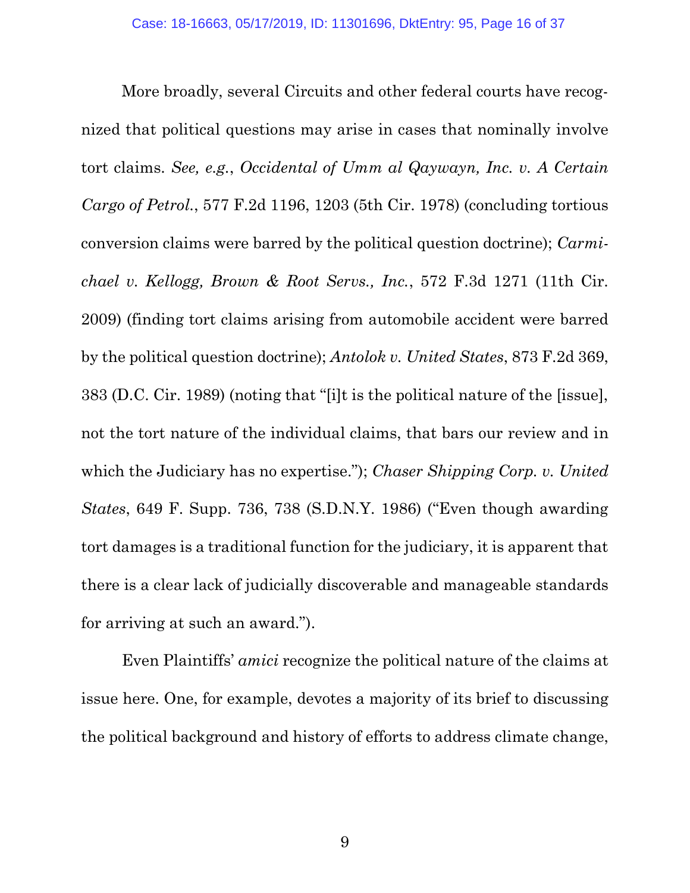More broadly, several Circuits and other federal courts have recognized that political questions may arise in cases that nominally involve tort claims. *See, e.g.*, *Occidental of Umm al Qaywayn, Inc. v. A Certain Cargo of Petrol.*, 577 F.2d 1196, 1203 (5th Cir. 1978) (concluding tortious conversion claims were barred by the political question doctrine); *Carmichael v. Kellogg, Brown & Root Servs., Inc.*, 572 F.3d 1271 (11th Cir. 2009) (finding tort claims arising from automobile accident were barred by the political question doctrine); *Antolok v. United States*, 873 F.2d 369, 383 (D.C. Cir. 1989) (noting that "[i]t is the political nature of the [issue], not the tort nature of the individual claims, that bars our review and in which the Judiciary has no expertise."); *Chaser Shipping Corp. v. United States*, 649 F. Supp. 736, 738 (S.D.N.Y. 1986) ("Even though awarding tort damages is a traditional function for the judiciary, it is apparent that there is a clear lack of judicially discoverable and manageable standards for arriving at such an award.").

Even Plaintiffs' *amici* recognize the political nature of the claims at issue here. One, for example, devotes a majority of its brief to discussing the political background and history of efforts to address climate change,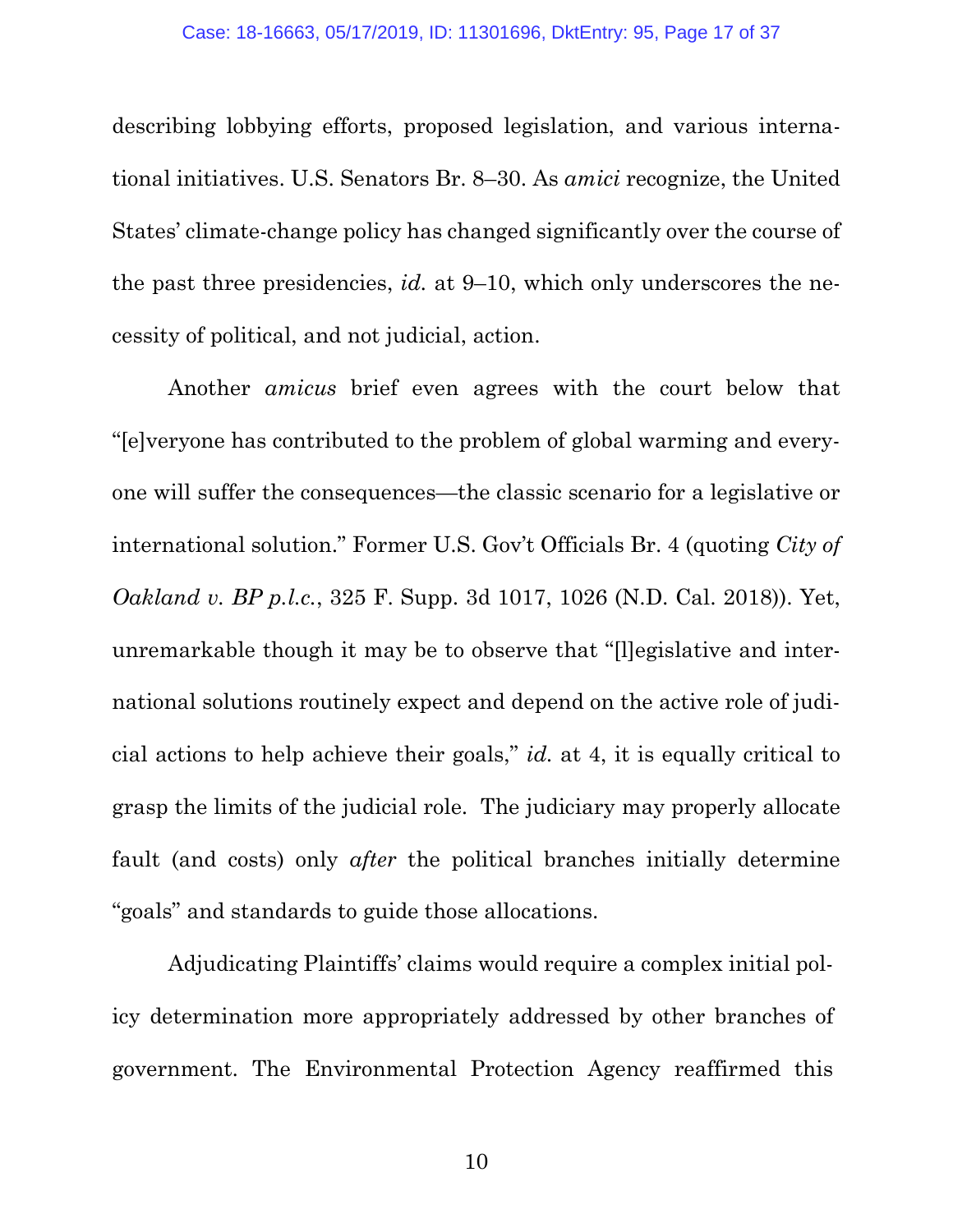describing lobbying efforts, proposed legislation, and various international initiatives. U.S. Senators Br. 8–30. As *amici* recognize, the United States' climate-change policy has changed significantly over the course of the past three presidencies, *id.* at 9–10, which only underscores the necessity of political, and not judicial, action.

Another *amicus* brief even agrees with the court below that "[e]veryone has contributed to the problem of global warming and everyone will suffer the consequences—the classic scenario for a legislative or international solution." Former U.S. Gov't Officials Br. 4 (quoting *City of Oakland v. BP p.l.c.*, 325 F. Supp. 3d 1017, 1026 (N.D. Cal. 2018)). Yet, unremarkable though it may be to observe that "[l]egislative and international solutions routinely expect and depend on the active role of judicial actions to help achieve their goals," *id.* at 4, it is equally critical to grasp the limits of the judicial role. The judiciary may properly allocate fault (and costs) only *after* the political branches initially determine "goals" and standards to guide those allocations.

Adjudicating Plaintiffs' claims would require a complex initial policy determination more appropriately addressed by other branches of government. The Environmental Protection Agency reaffirmed this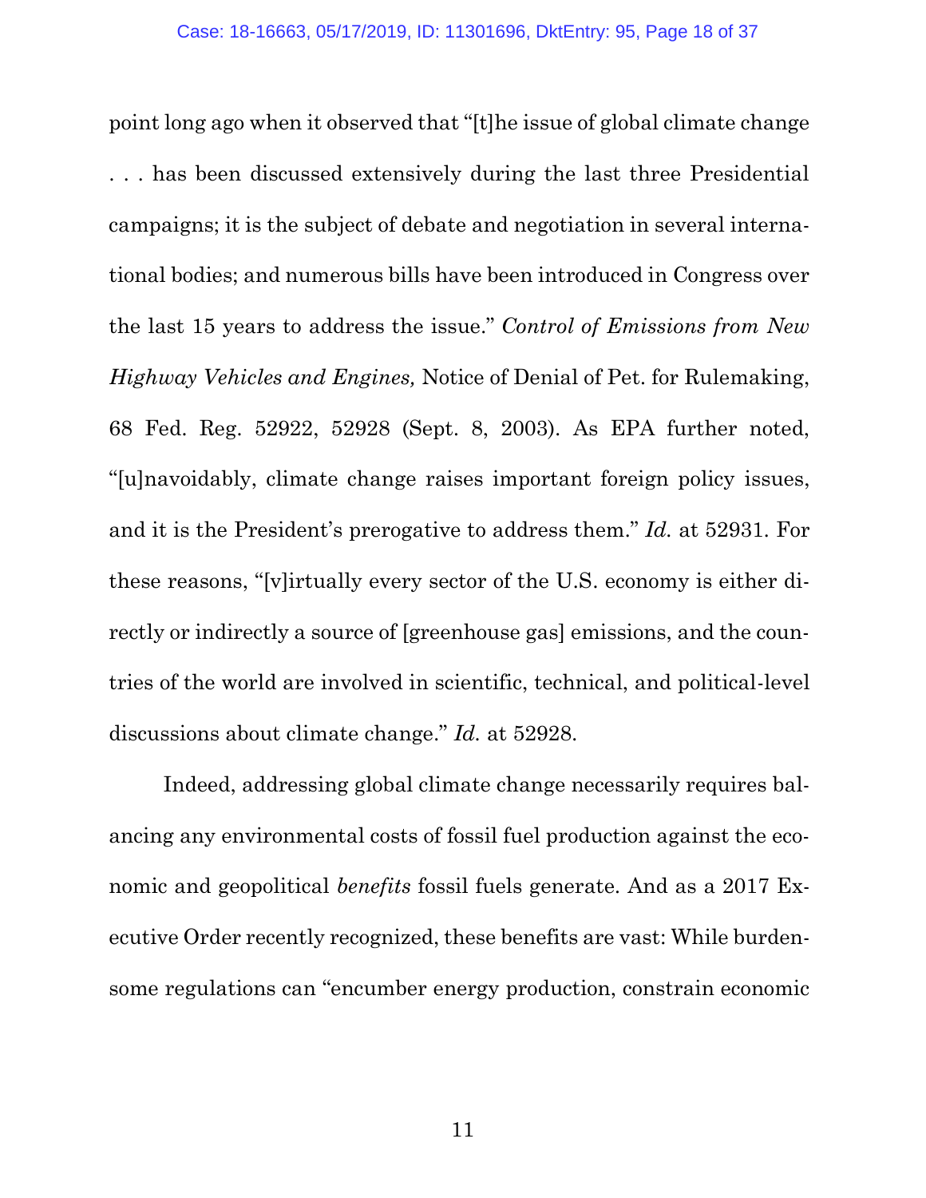point long ago when it observed that "[t]he issue of global climate change . . . has been discussed extensively during the last three Presidential campaigns; it is the subject of debate and negotiation in several international bodies; and numerous bills have been introduced in Congress over the last 15 years to address the issue." *Control of Emissions from New Highway Vehicles and Engines,* Notice of Denial of Pet. for Rulemaking, 68 Fed. Reg. 52922, 52928 (Sept. 8, 2003). As EPA further noted, "[u]navoidably, climate change raises important foreign policy issues, and it is the President's prerogative to address them." *Id.* at 52931. For these reasons, "[v]irtually every sector of the U.S. economy is either directly or indirectly a source of [greenhouse gas] emissions, and the countries of the world are involved in scientific, technical, and political-level discussions about climate change." *Id.* at 52928.

Indeed, addressing global climate change necessarily requires balancing any environmental costs of fossil fuel production against the economic and geopolitical *benefits* fossil fuels generate. And as a 2017 Executive Order recently recognized, these benefits are vast: While burdensome regulations can "encumber energy production, constrain economic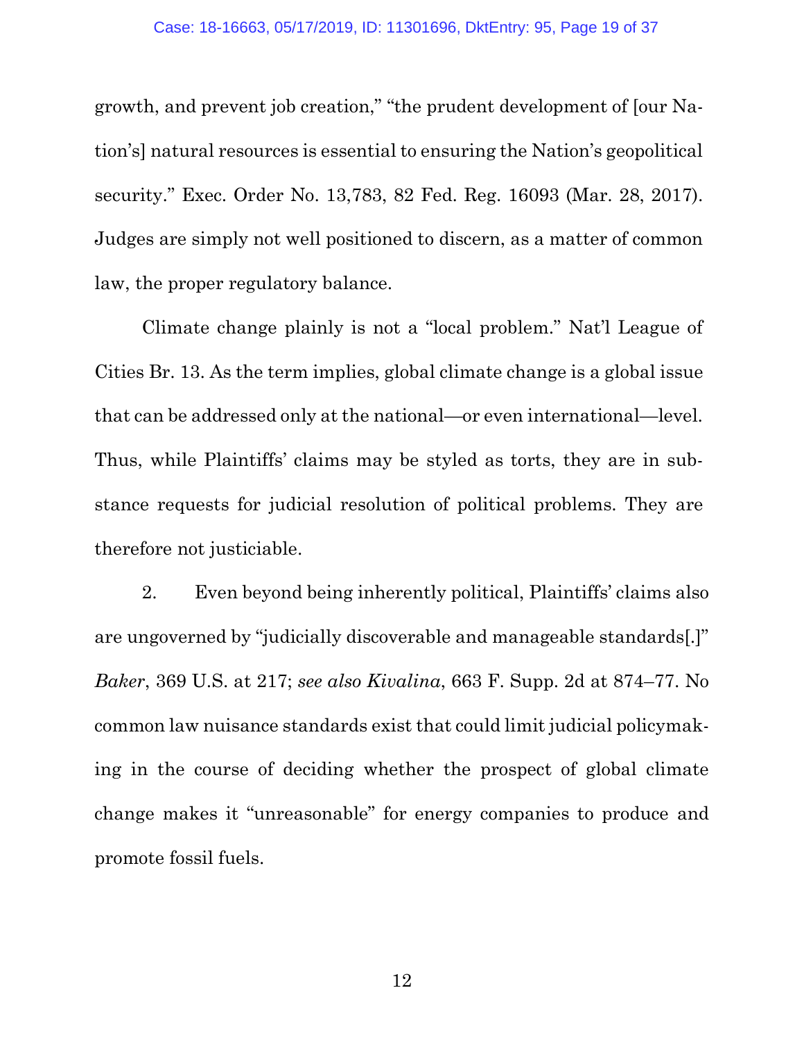growth, and prevent job creation," "the prudent development of [our Nation's] natural resources is essential to ensuring the Nation's geopolitical security." Exec. Order No. 13,783, 82 Fed. Reg. 16093 (Mar. 28, 2017). Judges are simply not well positioned to discern, as a matter of common law, the proper regulatory balance.

Climate change plainly is not a "local problem." Nat'l League of Cities Br. 13. As the term implies, global climate change is a global issue that can be addressed only at the national—or even international—level. Thus, while Plaintiffs' claims may be styled as torts, they are in substance requests for judicial resolution of political problems. They are therefore not justiciable.

2. Even beyond being inherently political, Plaintiffs' claims also are ungoverned by "judicially discoverable and manageable standards[.]" *Baker*, 369 U.S. at 217; *see also Kivalina*, 663 F. Supp. 2d at 874–77. No common law nuisance standards exist that could limit judicial policymaking in the course of deciding whether the prospect of global climate change makes it "unreasonable" for energy companies to produce and promote fossil fuels.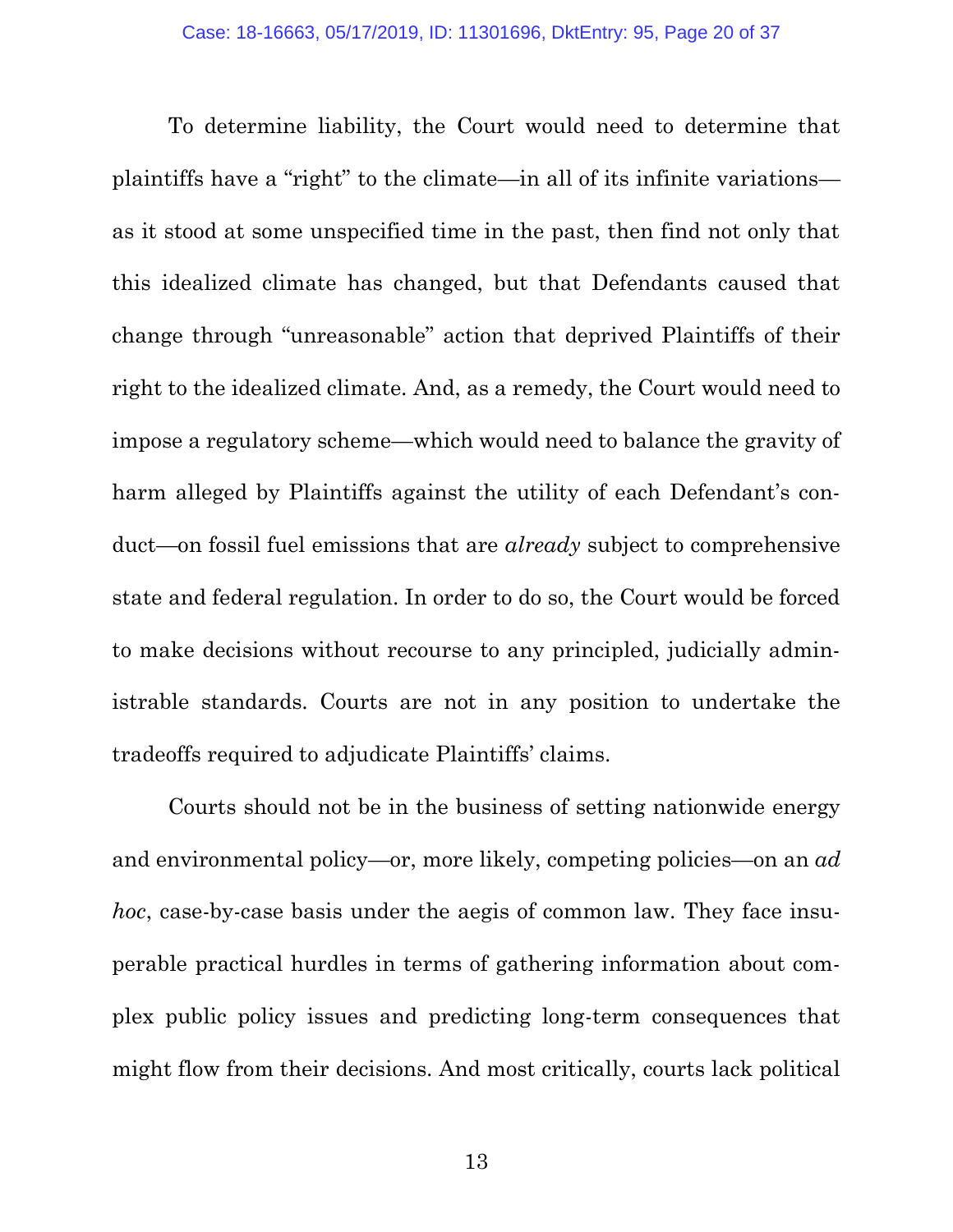To determine liability, the Court would need to determine that plaintiffs have a "right" to the climate—in all of its infinite variations—as it stood at some unspecified time in the past, then find not only that this idealized climate has changed, but that Defendants caused that change through "unreasonable" action that deprived Plaintiffs of their right to the idealized climate. And, as a remedy, the Court would need to impose a regulatory scheme—which would need to balance the gravity of harm alleged by Plaintiffs against the utility of each Defendant's conduct—on fossil fuel emissions that are *already* subject to comprehensive state and federal regulation. In order to do so, the Court would be forced to make decisions without recourse to any principled, judicially administrable standards. Courts are not in any position to undertake the tradeoffs required to adjudicate Plaintiffs' claims.

Courts should not be in the business of setting nationwide energy and environmental policy—or, more likely, competing policies—on an *ad hoc*, case-by-case basis under the aegis of common law. They face insuperable practical hurdles in terms of gathering information about complex public policy issues and predicting long-term consequences that might flow from their decisions. And most critically, courts lack political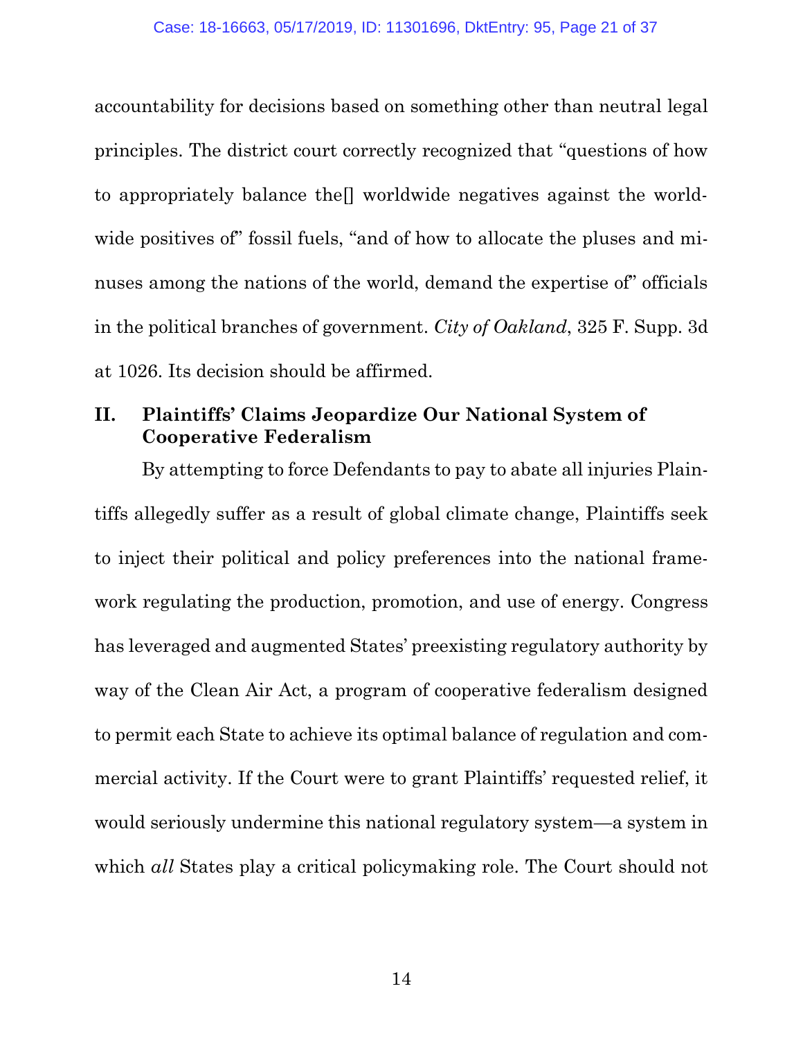accountability for decisions based on something other than neutral legal principles. The district court correctly recognized that "questions of how to appropriately balance the[] worldwide negatives against the worldwide positives of" fossil fuels, "and of how to allocate the pluses and minuses among the nations of the world, demand the expertise of" officials in the political branches of government. *City of Oakland*, 325 F. Supp. 3d at 1026. Its decision should be affirmed.

## II. Plaintiffs' Claims Jeopardize Our National System of Cooperative Federalism

By attempting to force Defendants to pay to abate all injuries Plaintiffs allegedly suffer as a result of global climate change, Plaintiffs seek to inject their political and policy preferences into the national framework regulating the production, promotion, and use of energy. Congress has leveraged and augmented States' preexisting regulatory authority by way of the Clean Air Act, a program of cooperative federalism designed to permit each State to achieve its optimal balance of regulation and commercial activity. If the Court were to grant Plaintiffs' requested relief, it would seriously undermine this national regulatory system—a system in which *all* States play a critical policymaking role. The Court should not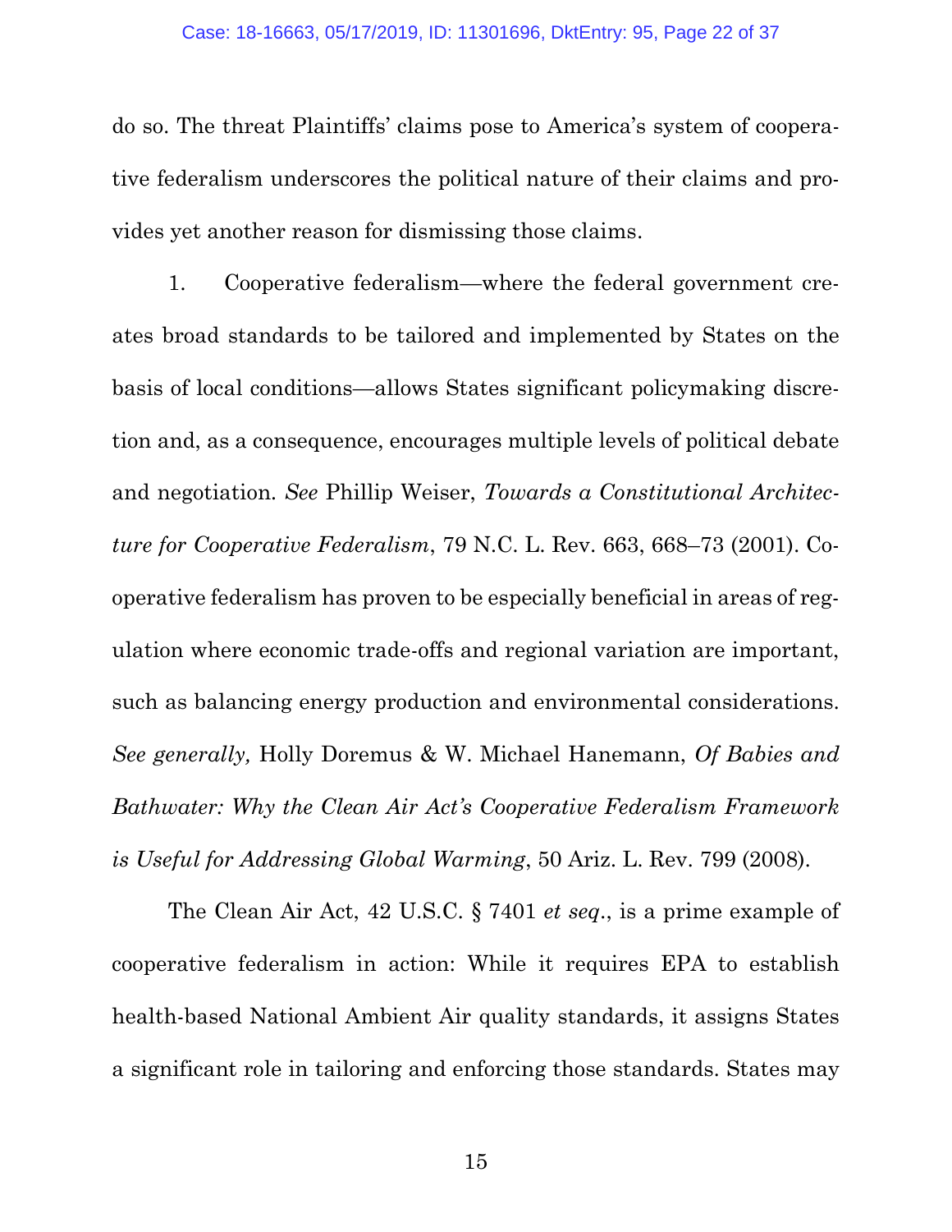do so. The threat Plaintiffs' claims pose to America's system of cooperative federalism underscores the political nature of their claims and provides yet another reason for dismissing those claims.

1. Cooperative federalism—where the federal government creates broad standards to be tailored and implemented by States on the basis of local conditions—allows States significant policymaking discretion and, as a consequence, encourages multiple levels of political debate and negotiation. *See* Phillip Weiser, *Towards a Constitutional Architecture for Cooperative Federalism*, 79 N.C. L. Rev. 663, 668–73 (2001). Cooperative federalism has proven to be especially beneficial in areas of regulation where economic trade-offs and regional variation are important, such as balancing energy production and environmental considerations. *See generally,* Holly Doremus & W. Michael Hanemann, *Of Babies and Bathwater: Why the Clean Air Act's Cooperative Federalism Framework is Useful for Addressing Global Warming*, 50 Ariz. L. Rev. 799 (2008).

The Clean Air Act, 42 U.S.C. § 7401 *et seq*., is a prime example of cooperative federalism in action: While it requires EPA to establish health-based National Ambient Air quality standards, it assigns States a significant role in tailoring and enforcing those standards. States may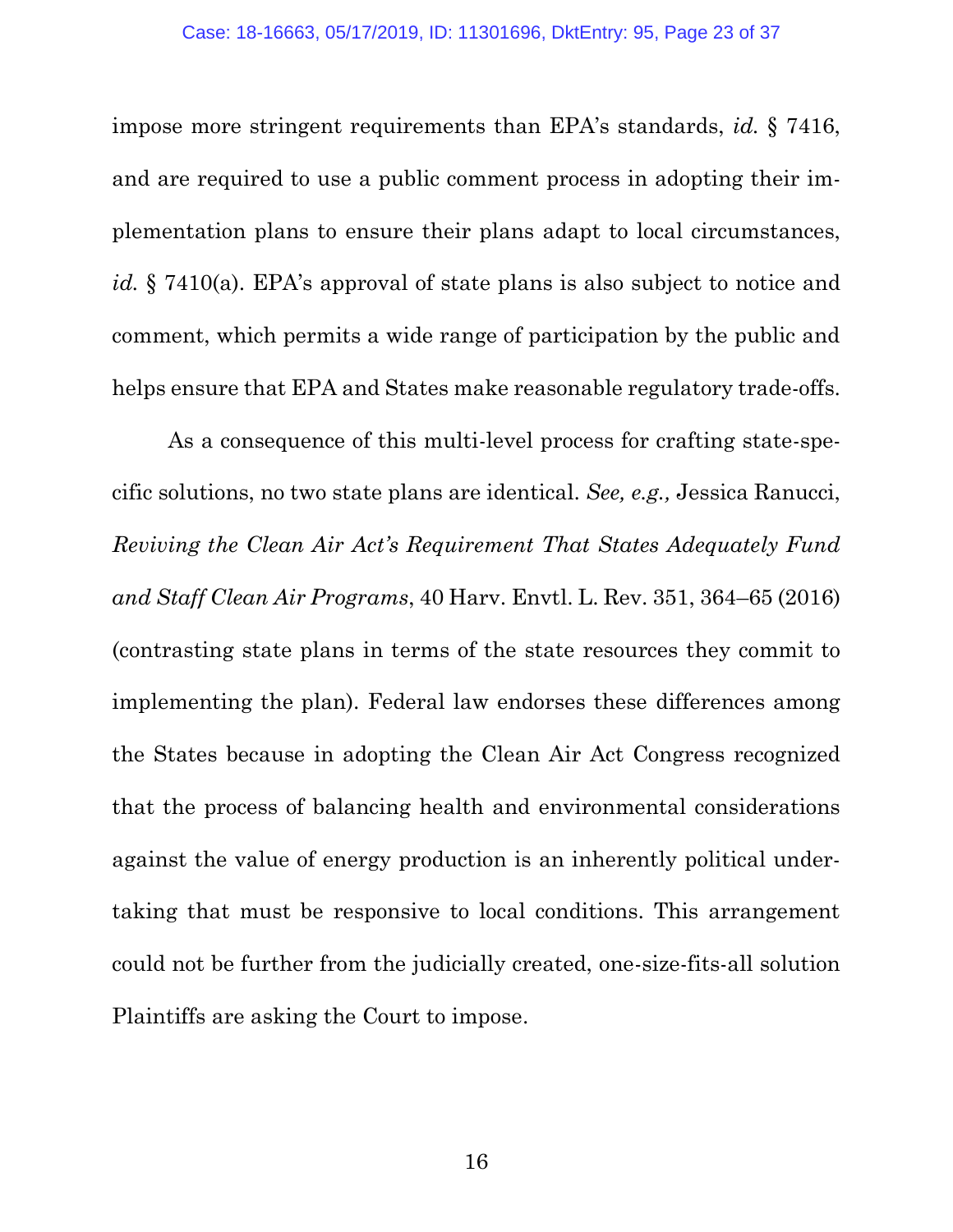impose more stringent requirements than EPA's standards, *id.* § 7416, and are required to use a public comment process in adopting their implementation plans to ensure their plans adapt to local circumstances, *id.* § 7410(a). EPA's approval of state plans is also subject to notice and comment, which permits a wide range of participation by the public and helps ensure that EPA and States make reasonable regulatory trade-offs.

As a consequence of this multi-level process for crafting state-specific solutions, no two state plans are identical. *See, e.g.,* Jessica Ranucci, *Reviving the Clean Air Act's Requirement That States Adequately Fund and Staff Clean Air Programs*, 40 Harv. Envtl. L. Rev. 351, 364–65 (2016) (contrasting state plans in terms of the state resources they commit to implementing the plan). Federal law endorses these differences among the States because in adopting the Clean Air Act Congress recognized that the process of balancing health and environmental considerations against the value of energy production is an inherently political undertaking that must be responsive to local conditions. This arrangement could not be further from the judicially created, one-size-fits-all solution Plaintiffs are asking the Court to impose.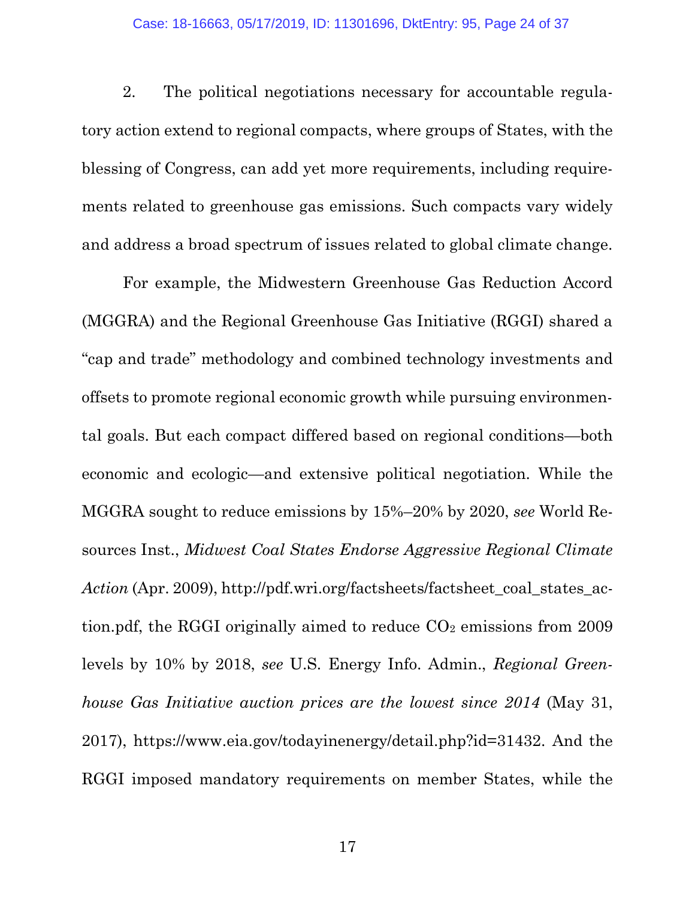2. The political negotiations necessary for accountable regulatory action extend to regional compacts, where groups of States, with the blessing of Congress, can add yet more requirements, including requirements related to greenhouse gas emissions. Such compacts vary widely and address a broad spectrum of issues related to global climate change.

For example, the Midwestern Greenhouse Gas Reduction Accord (MGGRA) and the Regional Greenhouse Gas Initiative (RGGI) shared a "cap and trade" methodology and combined technology investments and offsets to promote regional economic growth while pursuing environmental goals. But each compact differed based on regional conditions—both economic and ecologic—and extensive political negotiation. While the MGGRA sought to reduce emissions by 15%–20% by 2020, *see* World Resources Inst., *Midwest Coal States Endorse Aggressive Regional Climate Action* (Apr. 2009), http://pdf.wri.org/factsheets/factsheet_coal_states_action.pdf, the RGGI originally aimed to reduce $CO_2$ emissions from 2009 levels by 10% by 2018, *see* U.S. Energy Info. Admin., *Regional Greenhouse Gas Initiative auction prices are the lowest since 2014* (May 31, 2017), https://www.eia.gov/todayinenergy/detail.php?id=31432. And the RGGI imposed mandatory requirements on member States, while the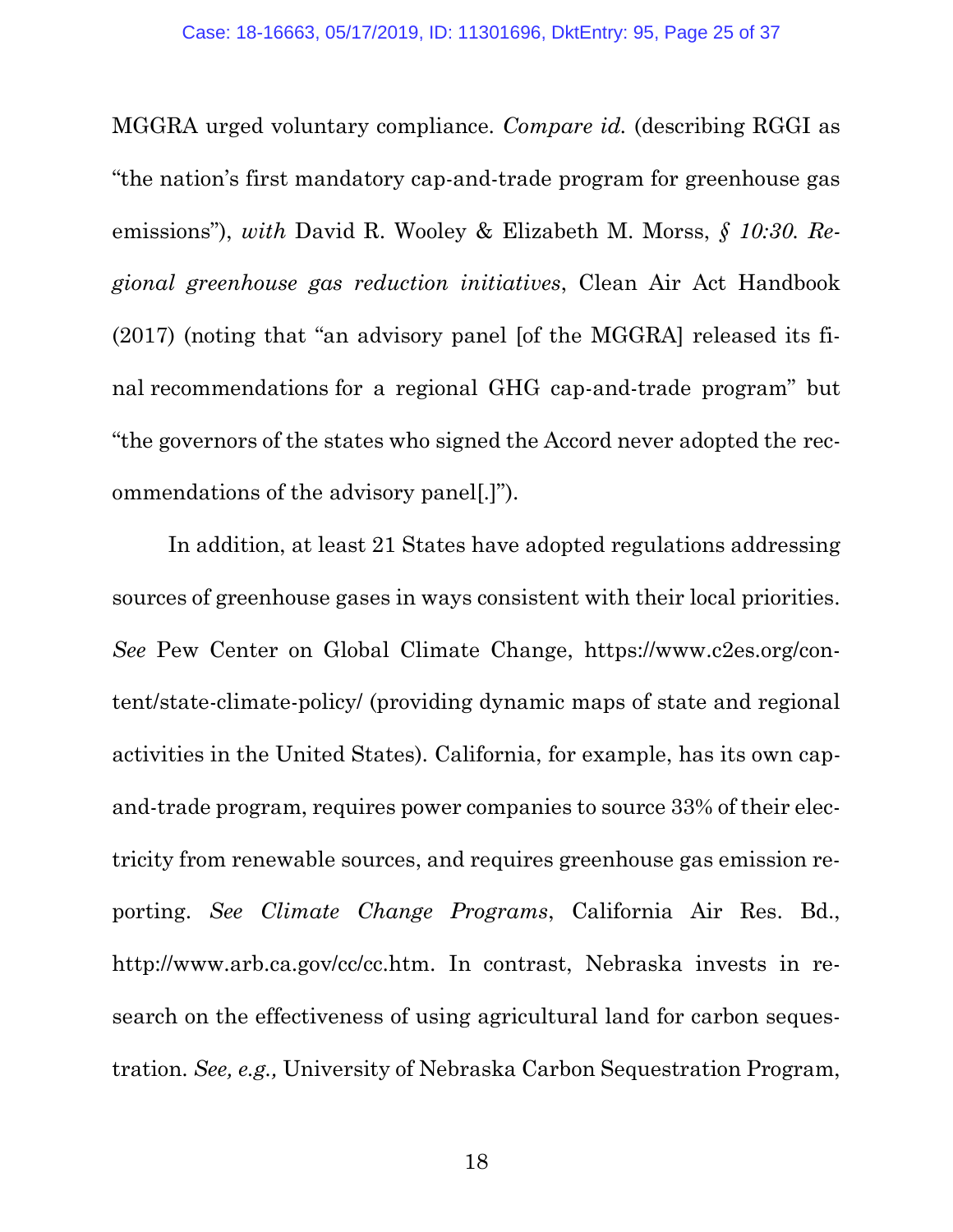MGGRA urged voluntary compliance. *Compare id.* (describing RGGI as "the nation's first mandatory cap-and-trade program for greenhouse gas emissions"), *with* David R. Wooley & Elizabeth M. Morss, *§ 10:30. Regional greenhouse gas reduction initiatives*, Clean Air Act Handbook (2017) (noting that "an advisory panel [of the MGGRA] released its final recommendations for a regional GHG cap-and-trade program" but "the governors of the states who signed the Accord never adopted the recommendations of the advisory panel[.]").

In addition, at least 21 States have adopted regulations addressing sources of greenhouse gases in ways consistent with their local priorities. *See* Pew Center on Global Climate Change, https://www.c2es.org/content/state-climate-policy/ (providing dynamic maps of state and regional activities in the United States). California, for example, has its own cap-and-trade program, requires power companies to source 33% of their electricity from renewable sources, and requires greenhouse gas emission reporting. *See Climate Change Programs*, California Air Res. Bd., http://www.arb.ca.gov/cc/cc.htm. In contrast, Nebraska invests in research on the effectiveness of using agricultural land for carbon sequestration. *See, e.g.,* University of Nebraska Carbon Sequestration Program,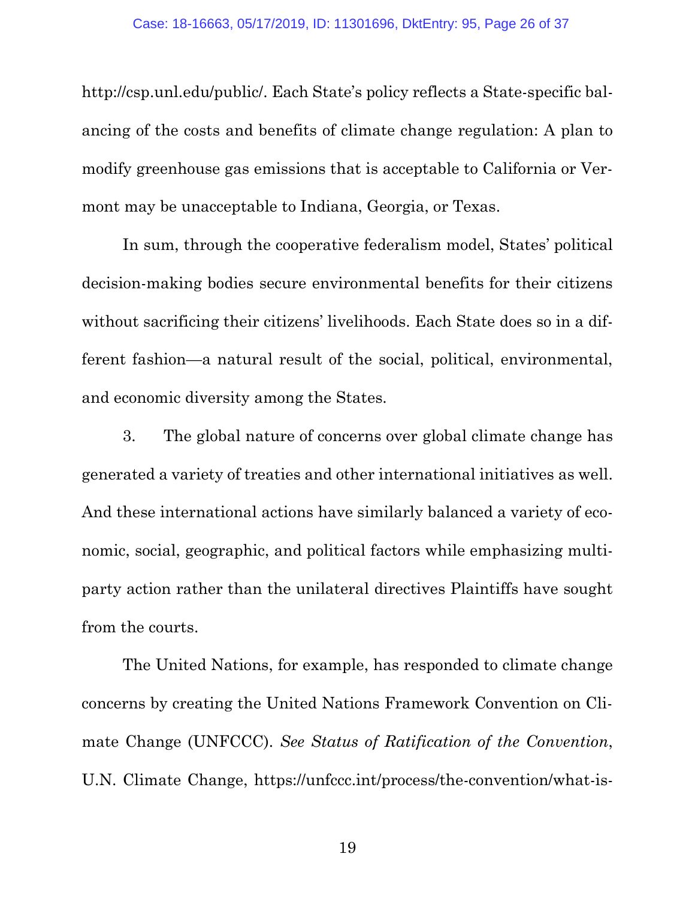http://csp.unl.edu/public/. Each State's policy reflects a State-specific balancing of the costs and benefits of climate change regulation: A plan to modify greenhouse gas emissions that is acceptable to California or Vermont may be unacceptable to Indiana, Georgia, or Texas.

In sum, through the cooperative federalism model, States' political decision-making bodies secure environmental benefits for their citizens without sacrificing their citizens' livelihoods. Each State does so in a different fashion—a natural result of the social, political, environmental, and economic diversity among the States.

3. The global nature of concerns over global climate change has generated a variety of treaties and other international initiatives as well. And these international actions have similarly balanced a variety of economic, social, geographic, and political factors while emphasizing multiparty action rather than the unilateral directives Plaintiffs have sought from the courts.

The United Nations, for example, has responded to climate change concerns by creating the United Nations Framework Convention on Climate Change (UNFCCC). *See Status of Ratification of the Convention*, U.N. Climate Change, https://unfccc.int/process/the-convention/what-is-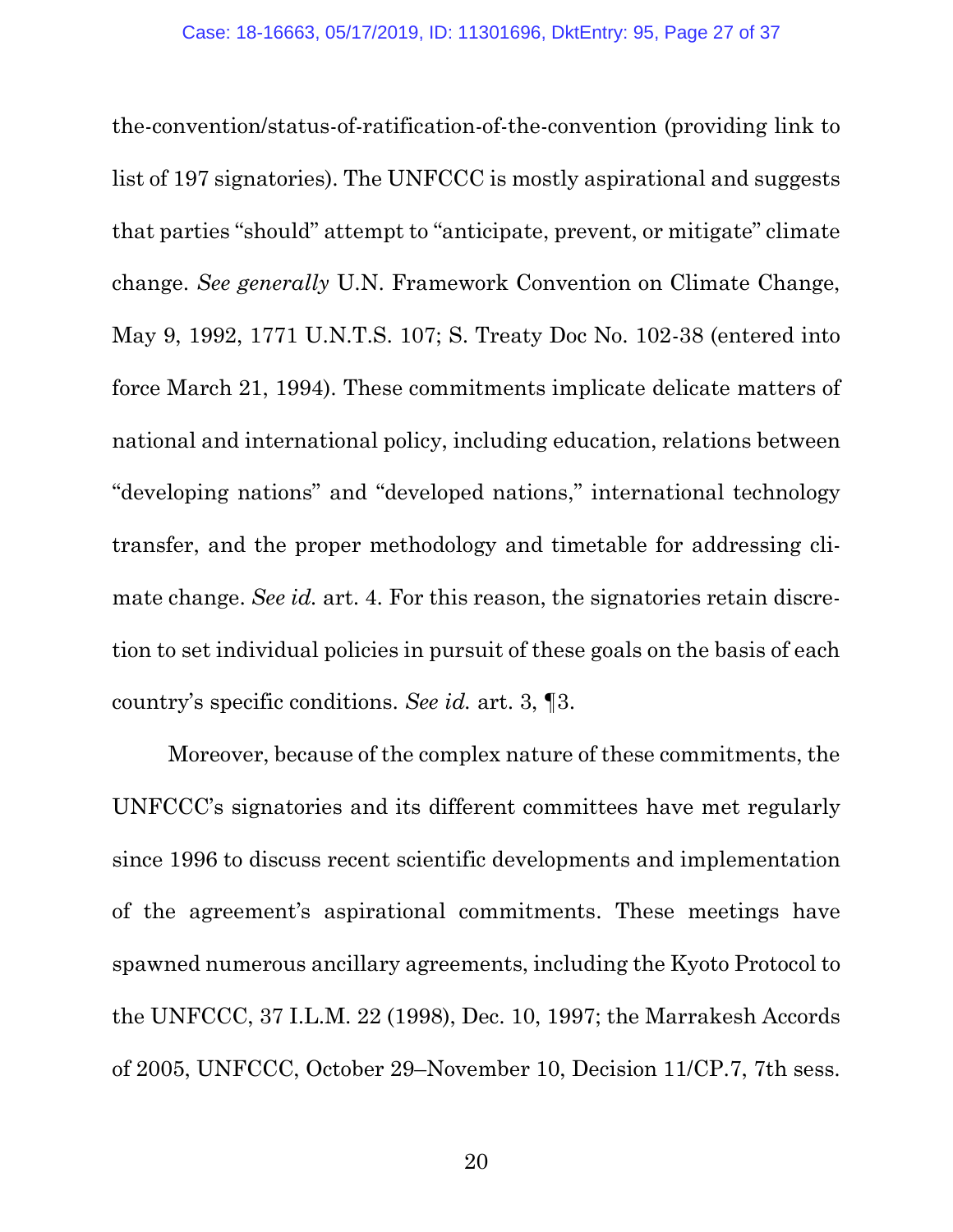the-convention/status-of-ratification-of-the-convention (providing link to list of 197 signatories). The UNFCCC is mostly aspirational and suggests that parties "should" attempt to "anticipate, prevent, or mitigate" climate change. *See generally* U.N. Framework Convention on Climate Change, May 9, 1992, 1771 U.N.T.S. 107; S. Treaty Doc No. 102-38 (entered into force March 21, 1994). These commitments implicate delicate matters of national and international policy, including education, relations between "developing nations" and "developed nations," international technology transfer, and the proper methodology and timetable for addressing climate change. *See id.* art. 4. For this reason, the signatories retain discretion to set individual policies in pursuit of these goals on the basis of each country's specific conditions. *See id.* art. 3, ¶3.

Moreover, because of the complex nature of these commitments, the UNFCCC's signatories and its different committees have met regularly since 1996 to discuss recent scientific developments and implementation of the agreement's aspirational commitments. These meetings have spawned numerous ancillary agreements, including the Kyoto Protocol to the UNFCCC, 37 I.L.M. 22 (1998), Dec. 10, 1997; the Marrakesh Accords of 2005, UNFCCC, October 29–November 10, Decision 11/CP.7, 7th sess.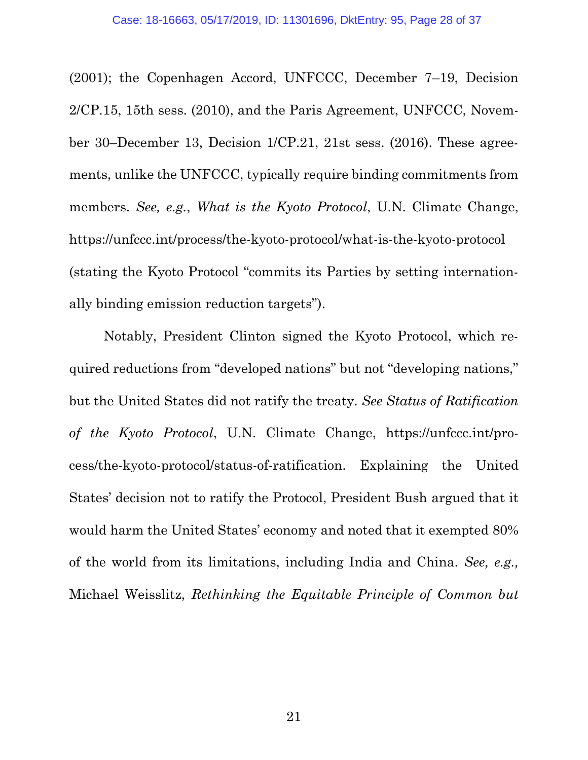(2001); the Copenhagen Accord, UNFCCC, December 7–19, Decision 2/CP.15, 15th sess. (2010), and the Paris Agreement, UNFCCC, November 30–December 13, Decision 1/CP.21, 21st sess. (2016). These agreements, unlike the UNFCCC, typically require binding commitments from members. *See, e.g.*, *What is the Kyoto Protocol*, U.N. Climate Change, https://unfccc.int/process/the-kyoto-protocol/what-is-the-kyoto-protocol (stating the Kyoto Protocol "commits its Parties by setting internationally binding emission reduction targets").

Notably, President Clinton signed the Kyoto Protocol, which required reductions from "developed nations" but not "developing nations," but the United States did not ratify the treaty. *See Status of Ratification of the Kyoto Protocol*, U.N. Climate Change, https://unfccc.int/process/the-kyoto-protocol/status-of-ratification. Explaining the United States' decision not to ratify the Protocol, President Bush argued that it would harm the United States' economy and noted that it exempted 80% of the world from its limitations, including India and China. *See, e.g.,* Michael Weisslitz, *Rethinking the Equitable Principle of Common but*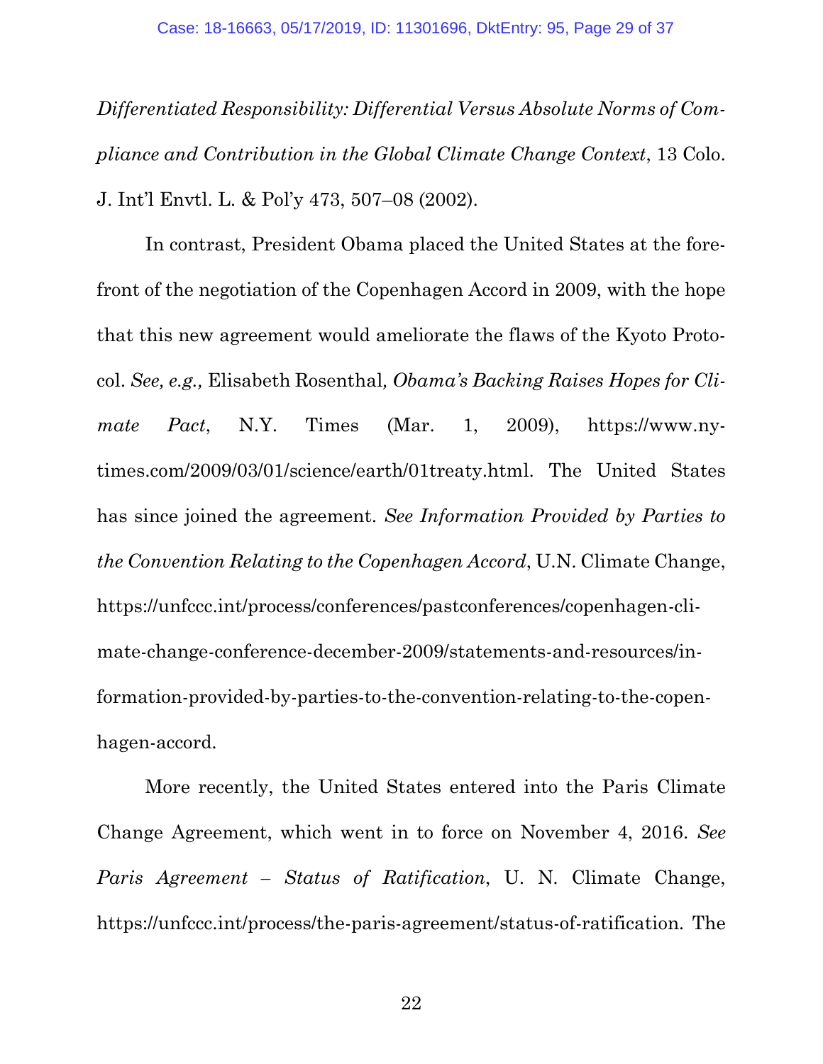*Differentiated Responsibility: Differential Versus Absolute Norms of Compliance and Contribution in the Global Climate Change Context*, 13 Colo. J. Int'l Envtl. L. & Pol'y 473, 507–08 (2002).

In contrast, President Obama placed the United States at the forefront of the negotiation of the Copenhagen Accord in 2009, with the hope that this new agreement would ameliorate the flaws of the Kyoto Protocol. *See, e.g.,* Elisabeth Rosenthal*, Obama's Backing Raises Hopes for Climate Pact*, N.Y. Times (Mar. 1, 2009), https://www.nytimes.com/2009/03/01/science/earth/01treaty.html. The United States has since joined the agreement. *See Information Provided by Parties to the Convention Relating to the Copenhagen Accord*, U.N. Climate Change, https://unfccc.int/process/conferences/pastconferences/copenhagen-climate-change-conference-december-2009/statements-and-resources/information-provided-by-parties-to-the-convention-relating-to-the-copenhagen-accord.

More recently, the United States entered into the Paris Climate Change Agreement, which went in to force on November 4, 2016. *See Paris Agreement – Status of Ratification*, U. N. Climate Change, https://unfccc.int/process/the-paris-agreement/status-of-ratification. The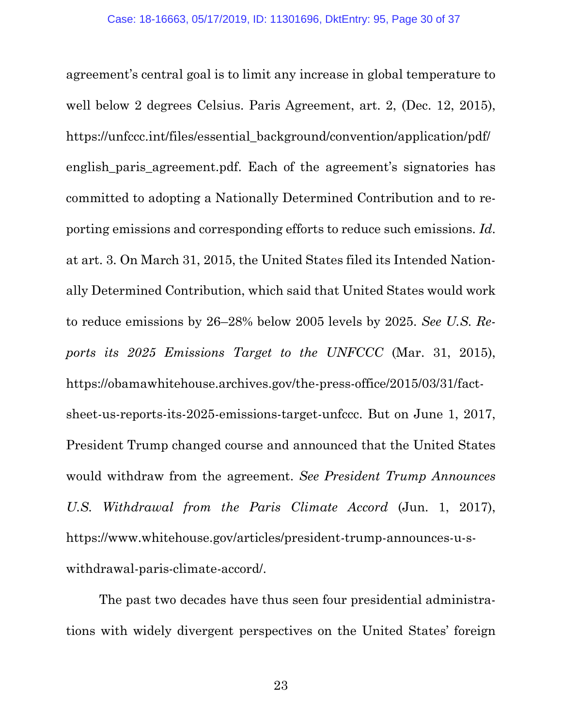agreement's central goal is to limit any increase in global temperature to well below 2 degrees Celsius. Paris Agreement, art. 2, (Dec. 12, 2015), https://unfccc.int/files/essential_background/convention/application/pdf/english_paris_agreement.pdf. Each of the agreement's signatories has committed to adopting a Nationally Determined Contribution and to reporting emissions and corresponding efforts to reduce such emissions. *Id.* at art. 3. On March 31, 2015, the United States filed its Intended Nationally Determined Contribution, which said that United States would work to reduce emissions by 26–28% below 2005 levels by 2025. *See U.S. Reports its 2025 Emissions Target to the UNFCCC* (Mar. 31, 2015), https://obamawhitehouse.archives.gov/the-press-office/2015/03/31/fact-sheet-us-reports-its-2025-emissions-target-unfccc. But on June 1, 2017, President Trump changed course and announced that the United States would withdraw from the agreement. *See President Trump Announces U.S. Withdrawal from the Paris Climate Accord* (Jun. 1, 2017), https://www.whitehouse.gov/articles/president-trump-announces-u-s-withdrawal-paris-climate-accord/.

The past two decades have thus seen four presidential administrations with widely divergent perspectives on the United States' foreign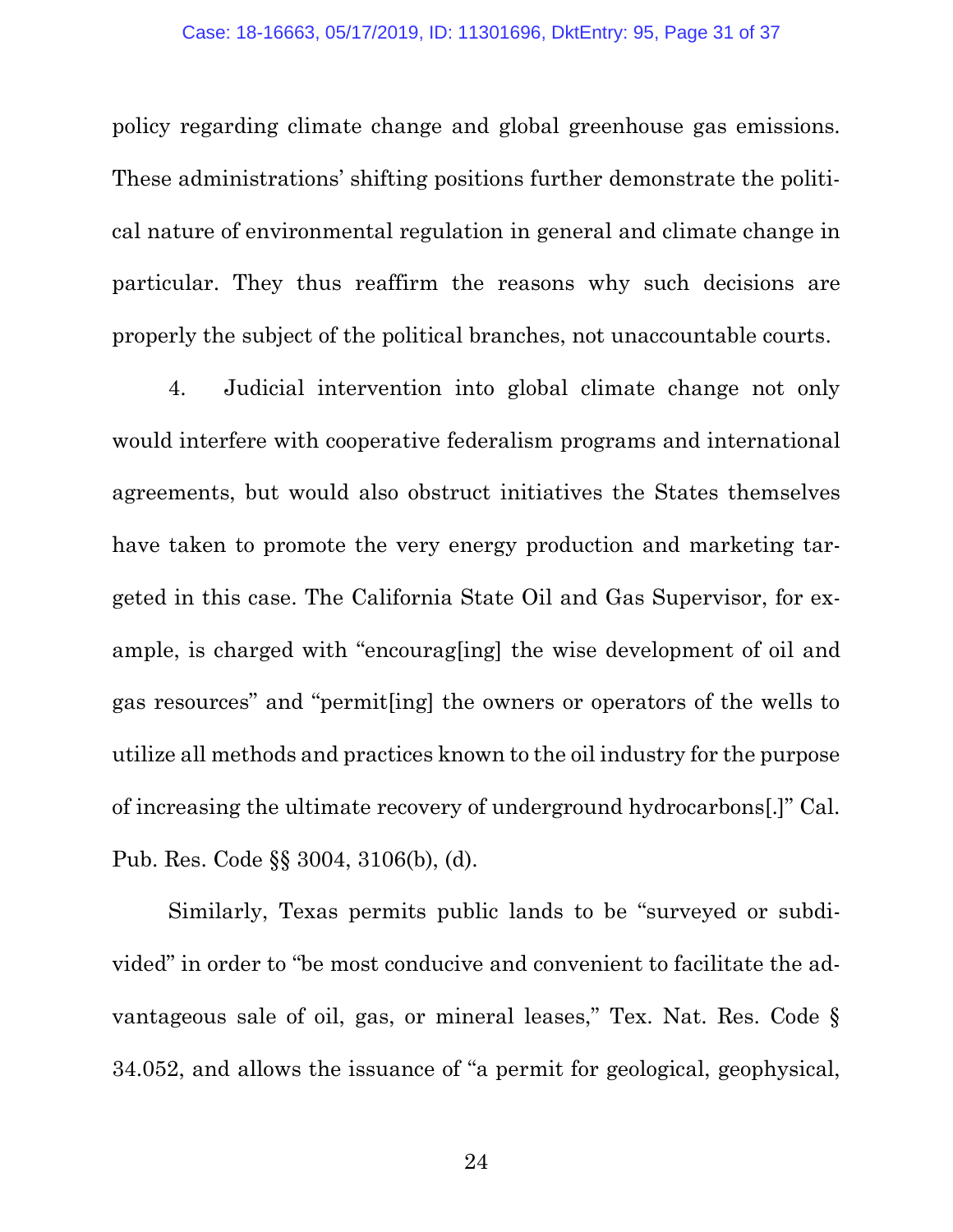policy regarding climate change and global greenhouse gas emissions. These administrations' shifting positions further demonstrate the political nature of environmental regulation in general and climate change in particular. They thus reaffirm the reasons why such decisions are properly the subject of the political branches, not unaccountable courts.

4. Judicial intervention into global climate change not only would interfere with cooperative federalism programs and international agreements, but would also obstruct initiatives the States themselves have taken to promote the very energy production and marketing targeted in this case. The California State Oil and Gas Supervisor, for example, is charged with "encourag[ing] the wise development of oil and gas resources" and "permit[ing] the owners or operators of the wells to utilize all methods and practices known to the oil industry for the purpose of increasing the ultimate recovery of underground hydrocarbons[.]" Cal. Pub. Res. Code §§ 3004, 3106(b), (d).

Similarly, Texas permits public lands to be "surveyed or subdivided" in order to "be most conducive and convenient to facilitate the advantageous sale of oil, gas, or mineral leases," Tex. Nat. Res. Code § 34.052, and allows the issuance of "a permit for geological, geophysical,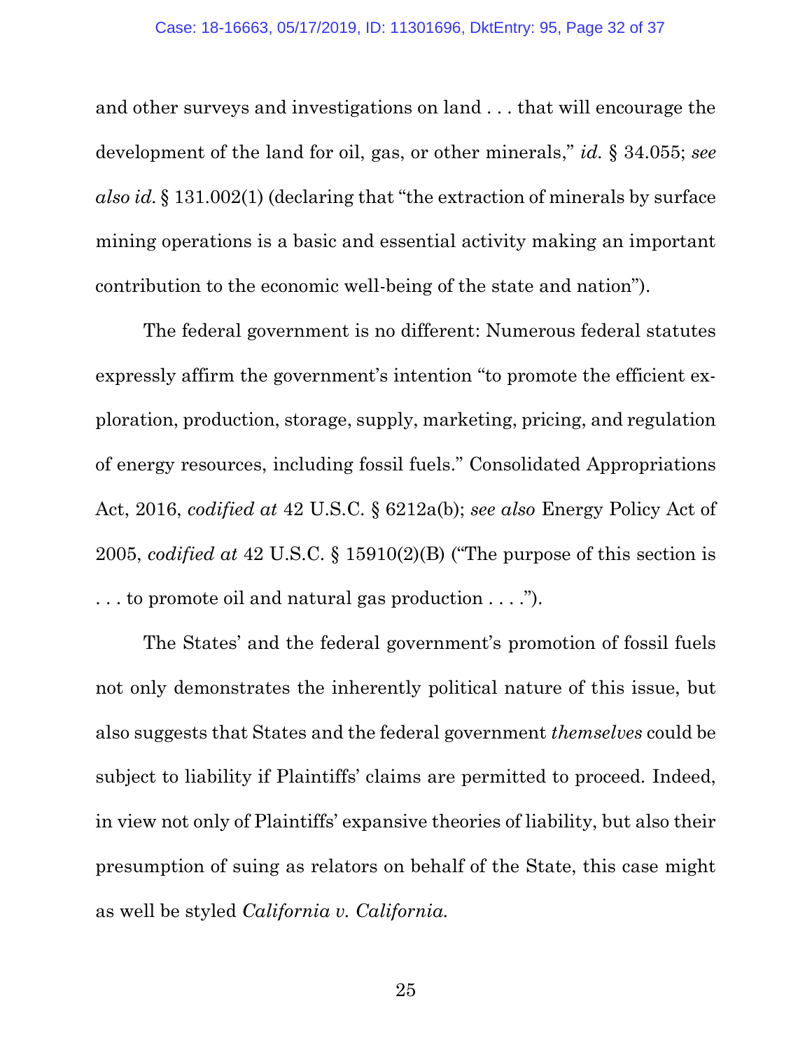and other surveys and investigations on land . . . that will encourage the development of the land for oil, gas, or other minerals," *id.* § 34.055; *see also id.* § 131.002(1) (declaring that "the extraction of minerals by surface mining operations is a basic and essential activity making an important contribution to the economic well-being of the state and nation").

The federal government is no different: Numerous federal statutes expressly affirm the government's intention "to promote the efficient exploration, production, storage, supply, marketing, pricing, and regulation of energy resources, including fossil fuels." Consolidated Appropriations Act, 2016, *codified at* 42 U.S.C. § 6212a(b); *see also* Energy Policy Act of 2005, *codified at* 42 U.S.C. § 15910(2)(B) ("The purpose of this section is . . . to promote oil and natural gas production . . . .").

The States' and the federal government's promotion of fossil fuels not only demonstrates the inherently political nature of this issue, but also suggests that States and the federal government *themselves* could be subject to liability if Plaintiffs' claims are permitted to proceed. Indeed, in view not only of Plaintiffs' expansive theories of liability, but also their presumption of suing as relators on behalf of the State, this case might as well be styled *California v. California.*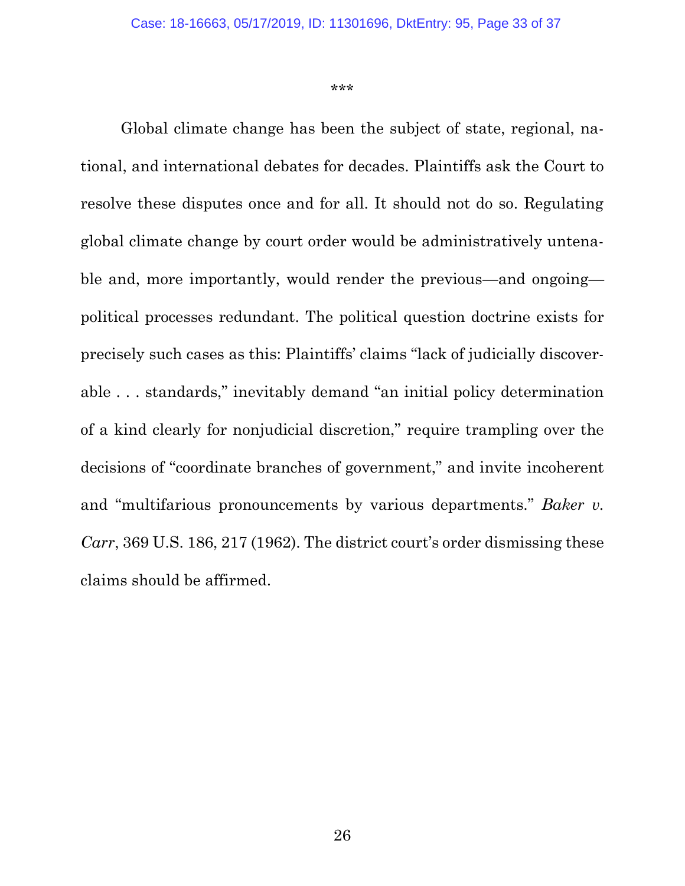\*\*\*

Global climate change has been the subject of state, regional, national, and international debates for decades. Plaintiffs ask the Court to resolve these disputes once and for all. It should not do so. Regulating global climate change by court order would be administratively untenable and, more importantly, would render the previous—and ongoing—political processes redundant. The political question doctrine exists for precisely such cases as this: Plaintiffs' claims "lack of judicially discoverable . . . standards," inevitably demand "an initial policy determination of a kind clearly for nonjudicial discretion," require trampling over the decisions of "coordinate branches of government," and invite incoherent and "multifarious pronouncements by various departments." *Baker v. Carr*, 369 U.S. 186, 217 (1962). The district court's order dismissing these claims should be affirmed.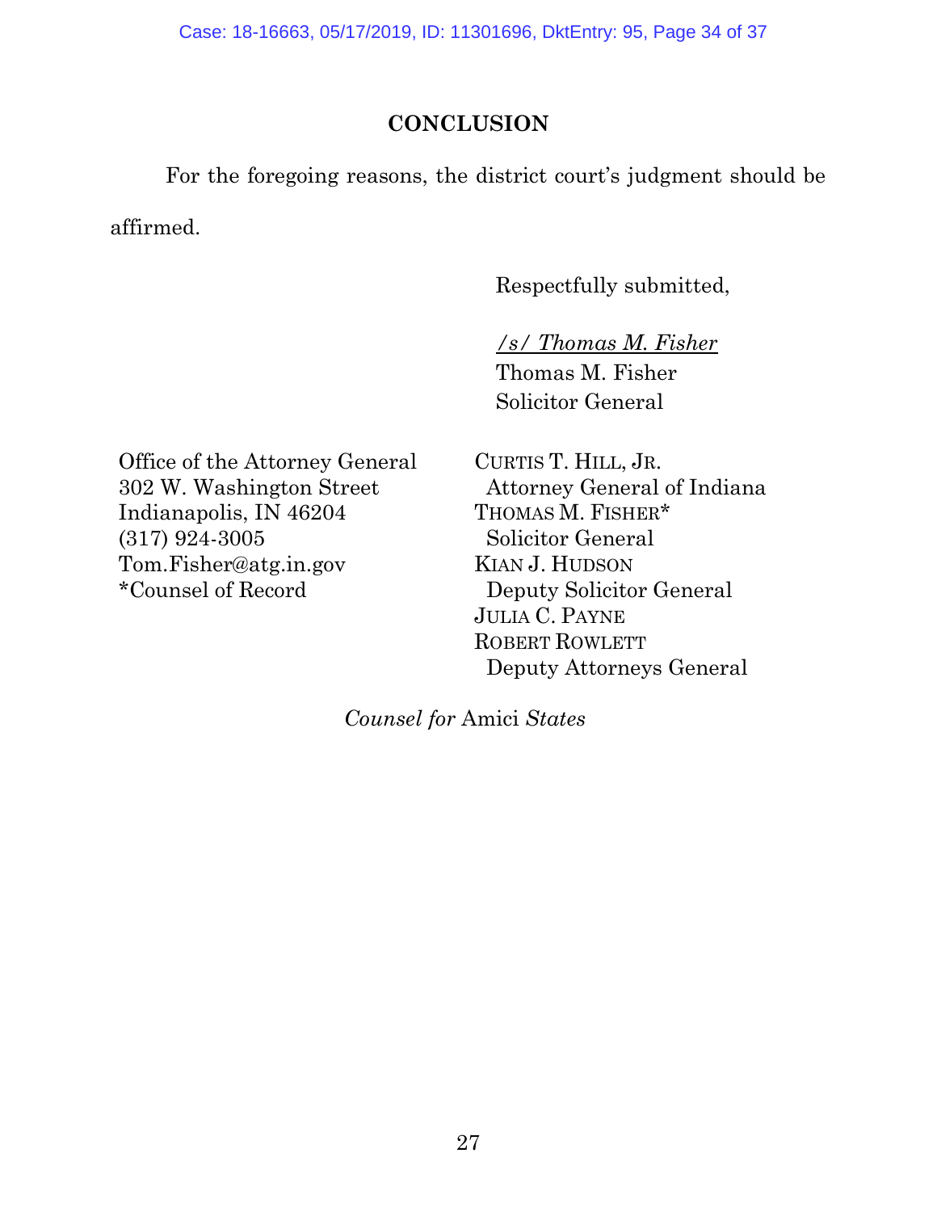## CONCLUSION

For the foregoing reasons, the district court's judgment should be affirmed.

Respectfully submitted,

*/s/ Thomas M. Fisher*
Thomas M. Fisher
Solicitor General

Office of the Attorney General
302 W. Washington Street
Indianapolis, IN 46204
(317) 924-3005
Tom.Fisher@atg.in.gov
*Counsel of Record

CURTIS T. HILL, JR.
Attorney General of Indiana
THOMAS M. FISHER*
Solicitor General
KIAN J. HUDSON
Deputy Solicitor General
JULIA C. PAYNE
ROBERT ROWLETT
Deputy Attorneys General

*Counsel for* Amici *States*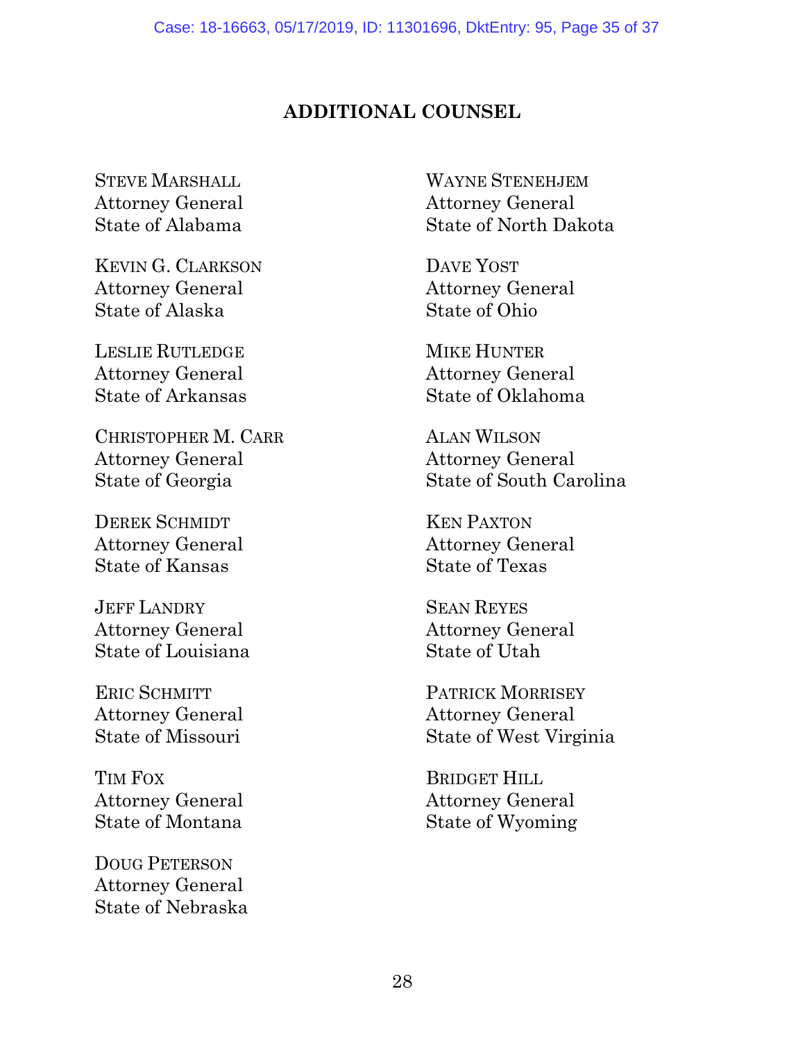## ADDITIONAL COUNSEL

STEVE MARSHALL
Attorney General
State of Alabama

KEVIN G. CLARKSON
Attorney General
State of Alaska

LESLIE RUTLEDGE
Attorney General
State of Arkansas

CHRISTOPHER M. CARR
Attorney General
State of Georgia

DEREK SCHMIDT
Attorney General
State of Kansas

JEFF LANDRY
Attorney General
State of Louisiana

ERIC SCHMITT
Attorney General
State of Missouri

TIM FOX
Attorney General
State of Montana

DOUG PETERSON
Attorney General
State of Nebraska

WAYNE STENEHJEM
Attorney General
State of North Dakota

DAVE YOST
Attorney General
State of Ohio

MIKE HUNTER
Attorney General
State of Oklahoma

ALAN WILSON
Attorney General
State of South Carolina

KEN PAXTON
Attorney General
State of Texas

SEAN REYES
Attorney General
State of Utah

PATRICK MORRISEY
Attorney General
State of West Virginia

BRIDGET HILL
Attorney General
State of Wyoming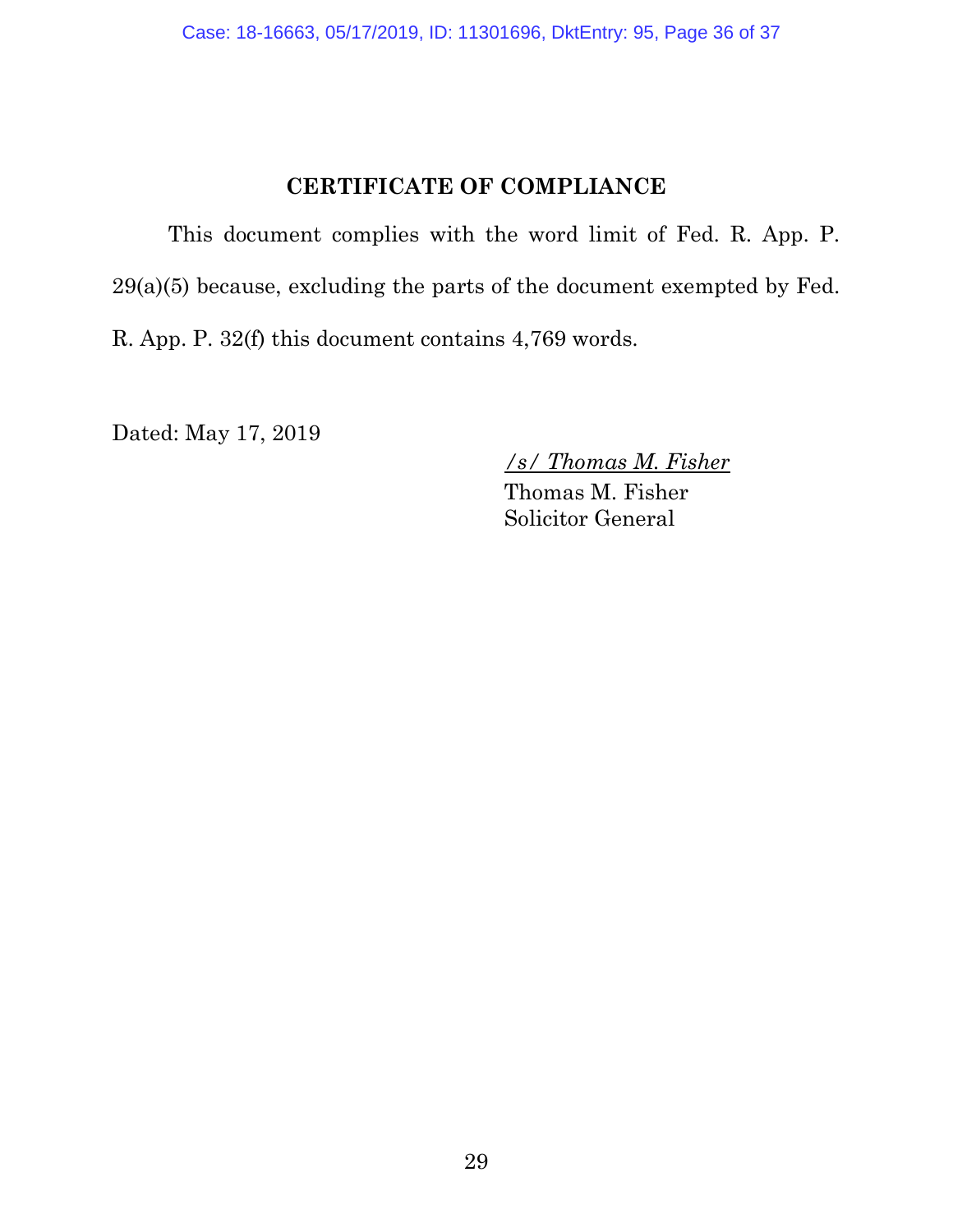# CERTIFICATE OF COMPLIANCE

This document complies with the word limit of Fed. R. App. P. 29(a)(5) because, excluding the parts of the document exempted by Fed. R. App. P. 32(f) this document contains 4,769 words.

Dated: May 17, 2019

*/s/ Thomas M. Fisher*
Thomas M. Fisher
Solicitor General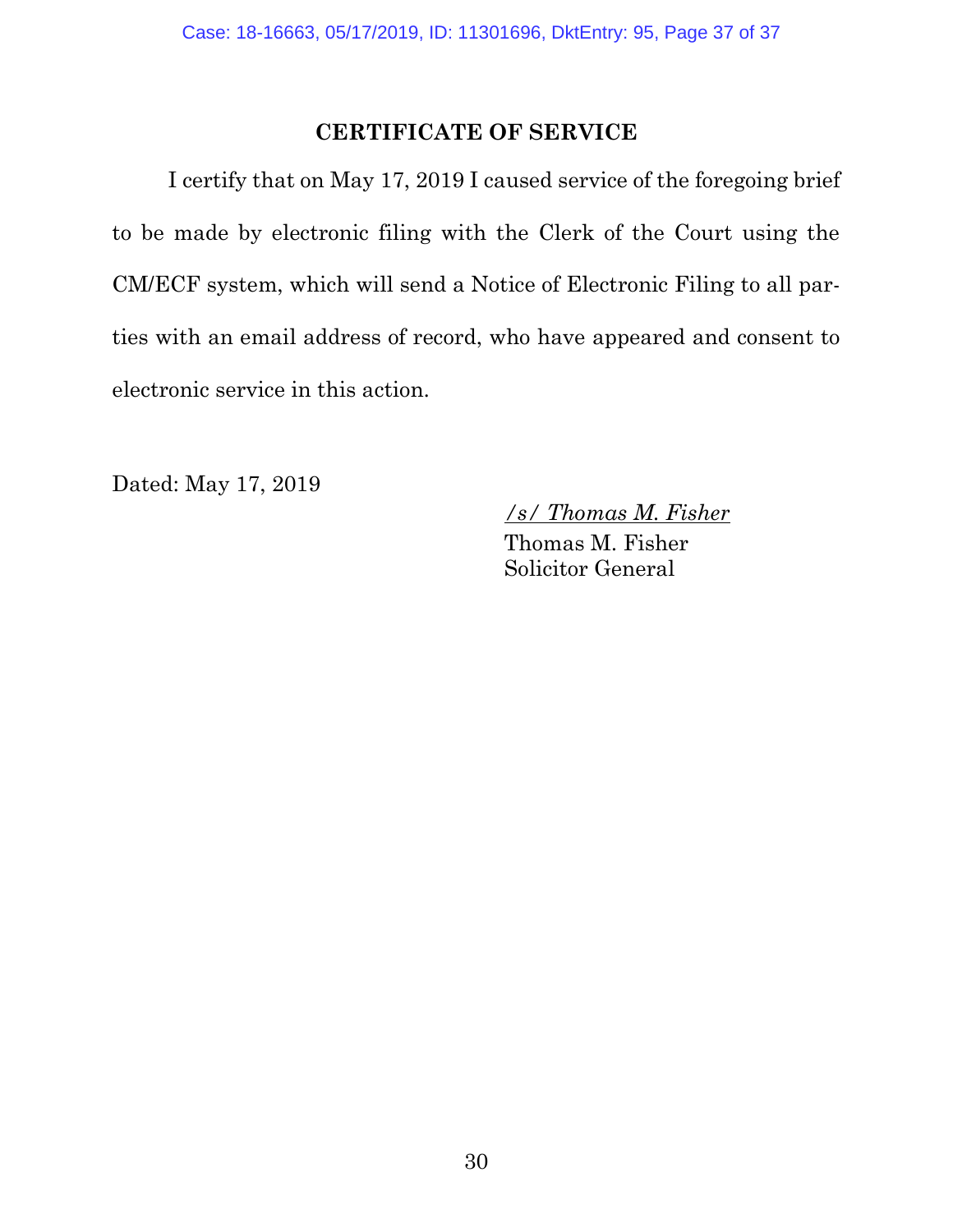## CERTIFICATE OF SERVICE

I certify that on May 17, 2019 I caused service of the foregoing brief to be made by electronic filing with the Clerk of the Court using the CM/ECF system, which will send a Notice of Electronic Filing to all parties with an email address of record, who have appeared and consent to electronic service in this action.

Dated: May 17, 2019

*/s/ Thomas M. Fisher*
Thomas M. Fisher
Solicitor General